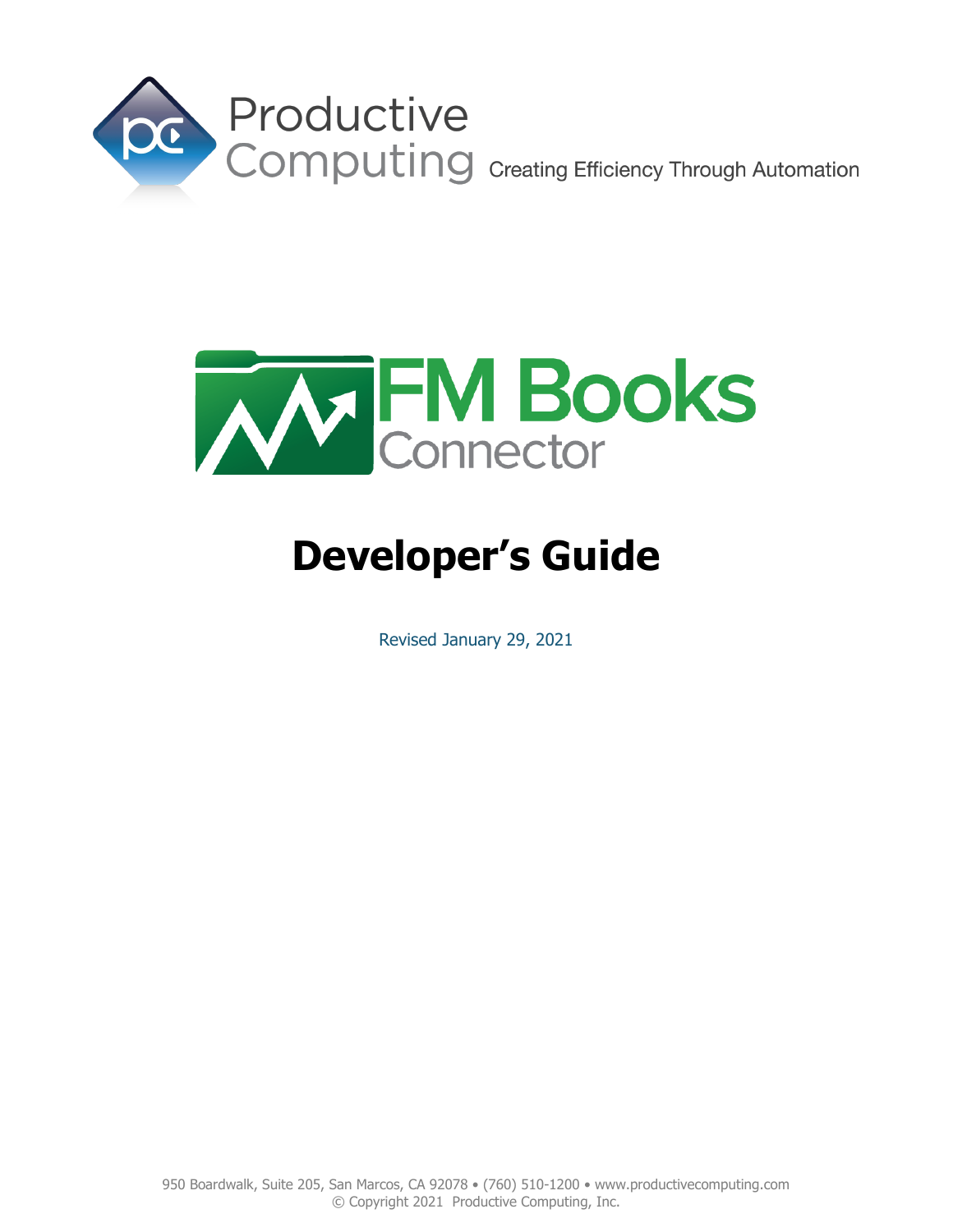Productive Computing

Creating Efficiency Through Automation

FM Books Connector

# Developer's Guide

Revised January 29, 2021

950 Boardwalk, Suite 205, San Marcos, CA 92078 • (760) 510-1200 • www.productivecomputing.com
© Copyright 2021 Productive Computing, Inc.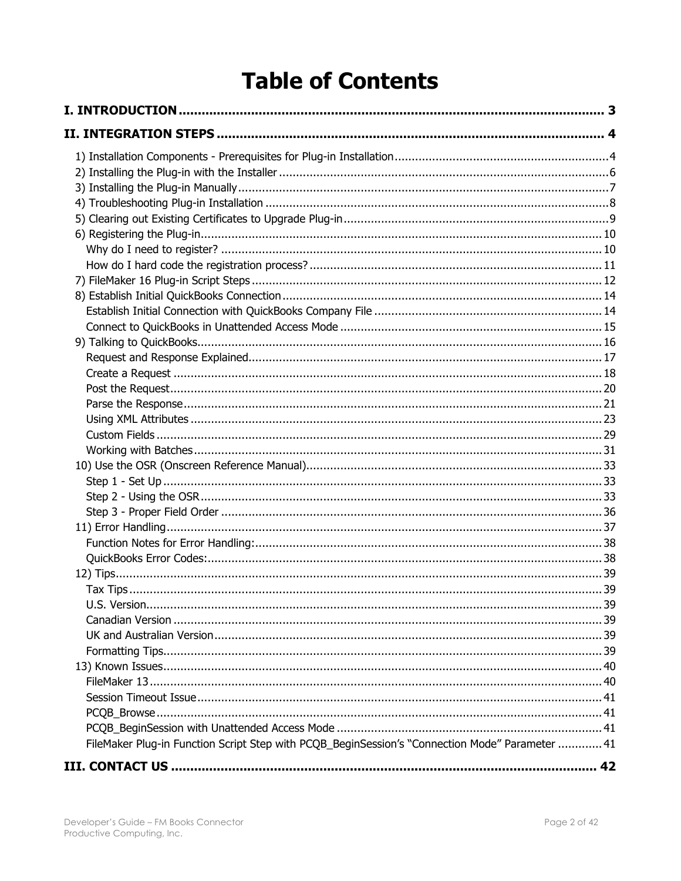# Table of Contents

**I. INTRODUCTION ..... 3**

**II. INTEGRATION STEPS ..... 4**

- 1) Installation Components - Prerequisites for Plug-in Installation ..... 4
- 2) Installing the Plug-in with the Installer ..... 6
- 3) Installing the Plug-in Manually ..... 7
- 4) Troubleshooting Plug-in Installation ..... 8
- 5) Clearing out Existing Certificates to Upgrade Plug-in ..... 9
- 6) Registering the Plug-in ..... 10
  - Why do I need to register? ..... 10
  - How do I hard code the registration process? ..... 11
- 7) FileMaker 16 Plug-in Script Steps ..... 12
- 8) Establish Initial QuickBooks Connection ..... 14
  - Establish Initial Connection with QuickBooks Company File ..... 14
  - Connect to QuickBooks in Unattended Access Mode ..... 15
- 9) Talking to QuickBooks ..... 16
  - Request and Response Explained ..... 17
  - Create a Request ..... 18
  - Post the Request ..... 20
  - Parse the Response ..... 21
  - Using XML Attributes ..... 23
  - Custom Fields ..... 29
  - Working with Batches ..... 31
- 10) Use the OSR (Onscreen Reference Manual) ..... 33
  - Step 1 - Set Up ..... 33
  - Step 2 - Using the OSR ..... 33
  - Step 3 - Proper Field Order ..... 36
- 11) Error Handling ..... 37
  - Function Notes for Error Handling: ..... 38
  - QuickBooks Error Codes: ..... 38
- 12) Tips ..... 39
  - Tax Tips ..... 39
  - U.S. Version ..... 39
  - Canadian Version ..... 39
  - UK and Australian Version ..... 39
  - Formatting Tips ..... 39
- 13) Known Issues ..... 40
  - FileMaker 13 ..... 40
  - Session Timeout Issue ..... 41
  - PCQB_Browse ..... 41
  - PCQB_BeginSession with Unattended Access Mode ..... 41
  - FileMaker Plug-in Function Script Step with PCQB_BeginSession's "Connection Mode" Parameter ..... 41

**III. CONTACT US ..... 42**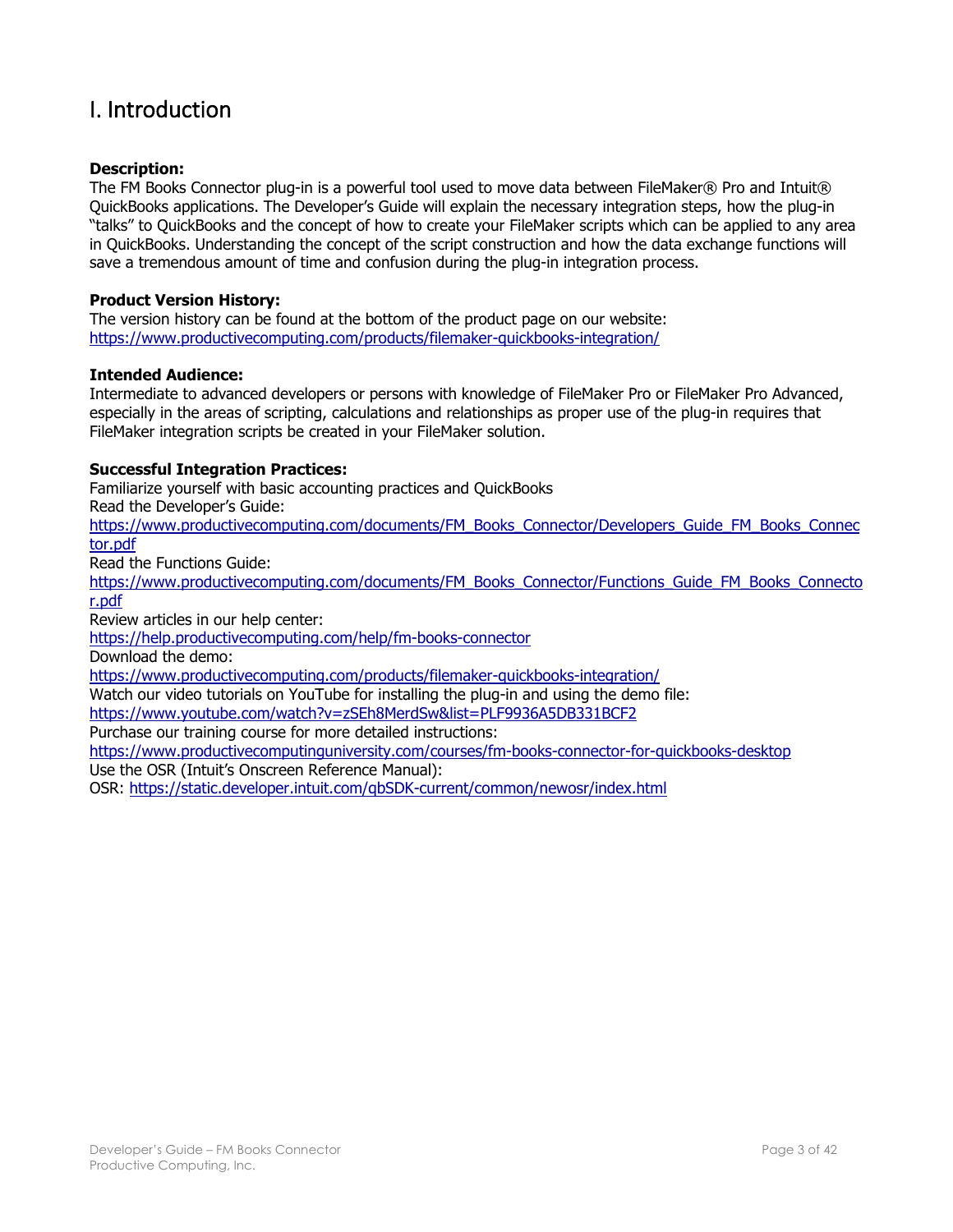# I. Introduction

**Description:**
The FM Books Connector plug-in is a powerful tool used to move data between FileMaker® Pro and Intuit® QuickBooks applications. The Developer's Guide will explain the necessary integration steps, how the plug-in "talks" to QuickBooks and the concept of how to create your FileMaker scripts which can be applied to any area in QuickBooks. Understanding the concept of the script construction and how the data exchange functions will save a tremendous amount of time and confusion during the plug-in integration process.

**Product Version History:**
The version history can be found at the bottom of the product page on our website:
https://www.productivecomputing.com/products/filemaker-quickbooks-integration/

**Intended Audience:**
Intermediate to advanced developers or persons with knowledge of FileMaker Pro or FileMaker Pro Advanced, especially in the areas of scripting, calculations and relationships as proper use of the plug-in requires that FileMaker integration scripts be created in your FileMaker solution.

**Successful Integration Practices:**
Familiarize yourself with basic accounting practices and QuickBooks
Read the Developer's Guide:
https://www.productivecomputing.com/documents/FM_Books_Connector/Developers_Guide_FM_Books_Connector.pdf
Read the Functions Guide:
https://www.productivecomputing.com/documents/FM_Books_Connector/Functions_Guide_FM_Books_Connector.pdf
Review articles in our help center:
https://help.productivecomputing.com/help/fm-books-connector
Download the demo:
https://www.productivecomputing.com/products/filemaker-quickbooks-integration/
Watch our video tutorials on YouTube for installing the plug-in and using the demo file:
https://www.youtube.com/watch?v=zSEh8MerdSw&list=PLF9936A5DB331BCF2
Purchase our training course for more detailed instructions:
https://www.productivecomputinguniversity.com/courses/fm-books-connector-for-quickbooks-desktop
Use the OSR (Intuit's Onscreen Reference Manual):
OSR: https://static.developer.intuit.com/qbSDK-current/common/newosr/index.html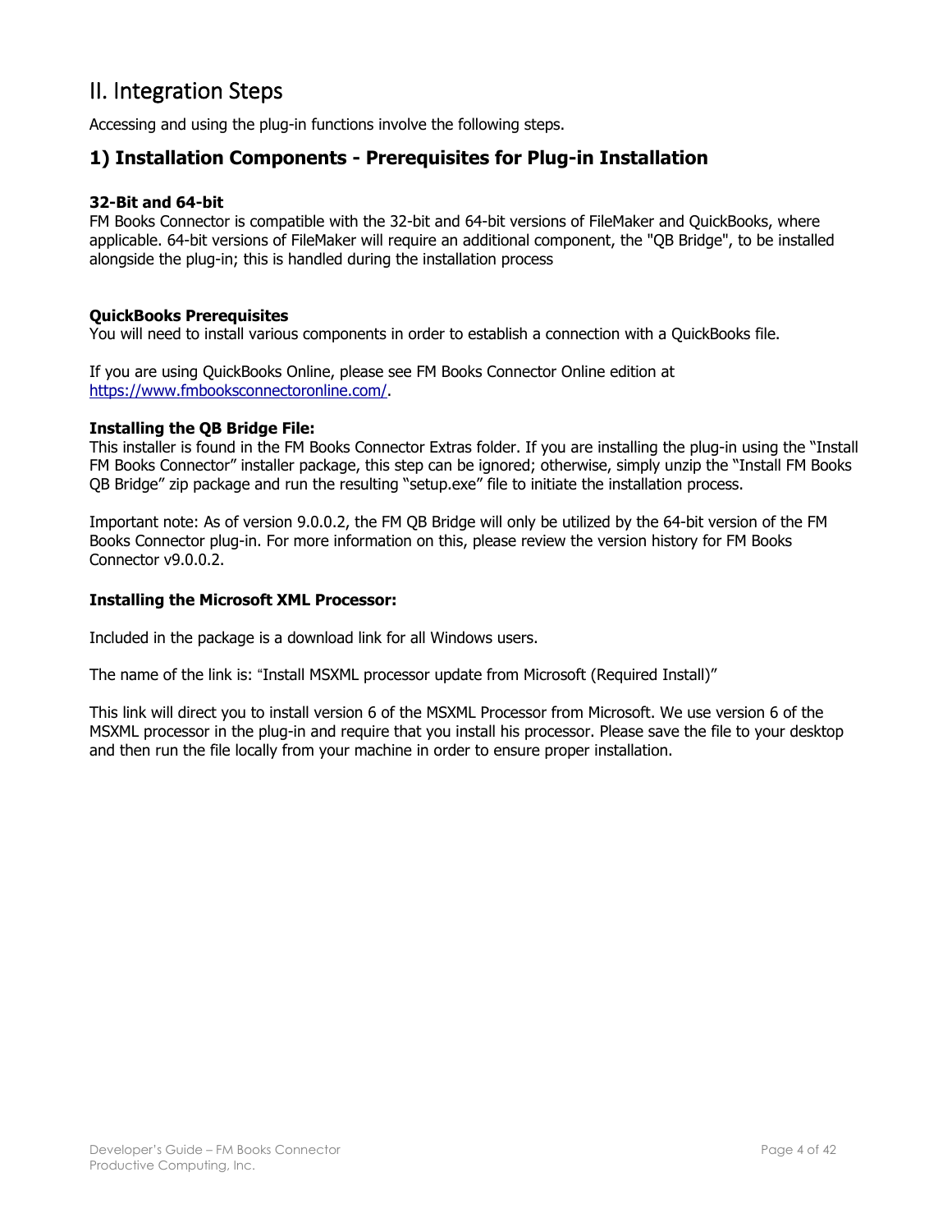# II. Integration Steps

Accessing and using the plug-in functions involve the following steps.

## 1) Installation Components - Prerequisites for Plug-in Installation

**32-Bit and 64-bit**

FM Books Connector is compatible with the 32-bit and 64-bit versions of FileMaker and QuickBooks, where applicable. 64-bit versions of FileMaker will require an additional component, the "QB Bridge", to be installed alongside the plug-in; this is handled during the installation process

**QuickBooks Prerequisites**

You will need to install various components in order to establish a connection with a QuickBooks file.

If you are using QuickBooks Online, please see FM Books Connector Online edition at https://www.fmbooksconnectoronline.com/.

**Installing the QB Bridge File:**

This installer is found in the FM Books Connector Extras folder. If you are installing the plug-in using the "Install FM Books Connector" installer package, this step can be ignored; otherwise, simply unzip the "Install FM Books QB Bridge" zip package and run the resulting "setup.exe" file to initiate the installation process.

Important note: As of version 9.0.0.2, the FM QB Bridge will only be utilized by the 64-bit version of the FM Books Connector plug-in. For more information on this, please review the version history for FM Books Connector v9.0.0.2.

**Installing the Microsoft XML Processor:**

Included in the package is a download link for all Windows users.

The name of the link is: "Install MSXML processor update from Microsoft (Required Install)"

This link will direct you to install version 6 of the MSXML Processor from Microsoft. We use version 6 of the MSXML processor in the plug-in and require that you install his processor. Please save the file to your desktop and then run the file locally from your machine in order to ensure proper installation.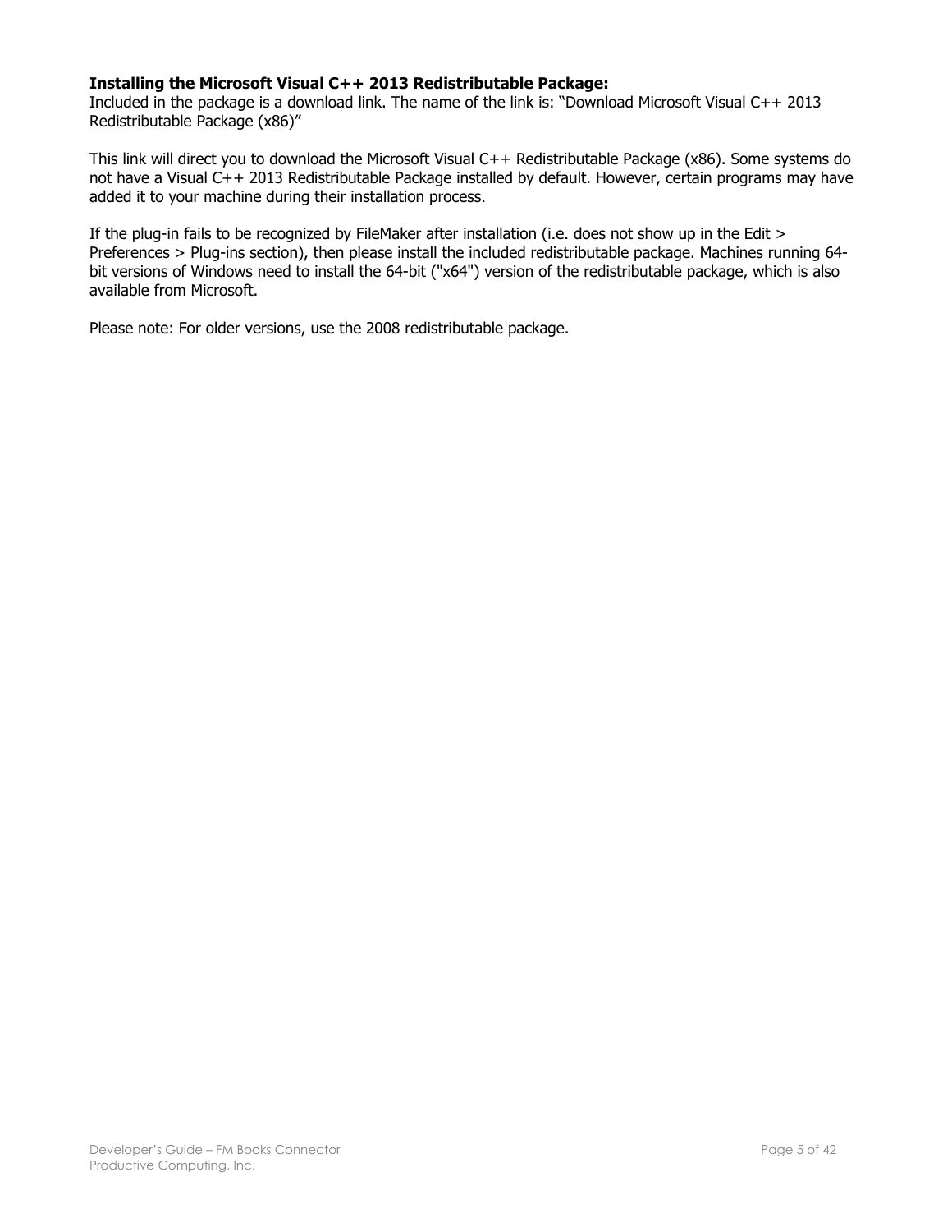**Installing the Microsoft Visual C++ 2013 Redistributable Package:**
Included in the package is a download link. The name of the link is: "Download Microsoft Visual C++ 2013 Redistributable Package (x86)"

This link will direct you to download the Microsoft Visual C++ Redistributable Package (x86). Some systems do not have a Visual C++ 2013 Redistributable Package installed by default. However, certain programs may have added it to your machine during their installation process.

If the plug-in fails to be recognized by FileMaker after installation (i.e. does not show up in the Edit > Preferences > Plug-ins section), then please install the included redistributable package. Machines running 64-bit versions of Windows need to install the 64-bit ("x64") version of the redistributable package, which is also available from Microsoft.

Please note: For older versions, use the 2008 redistributable package.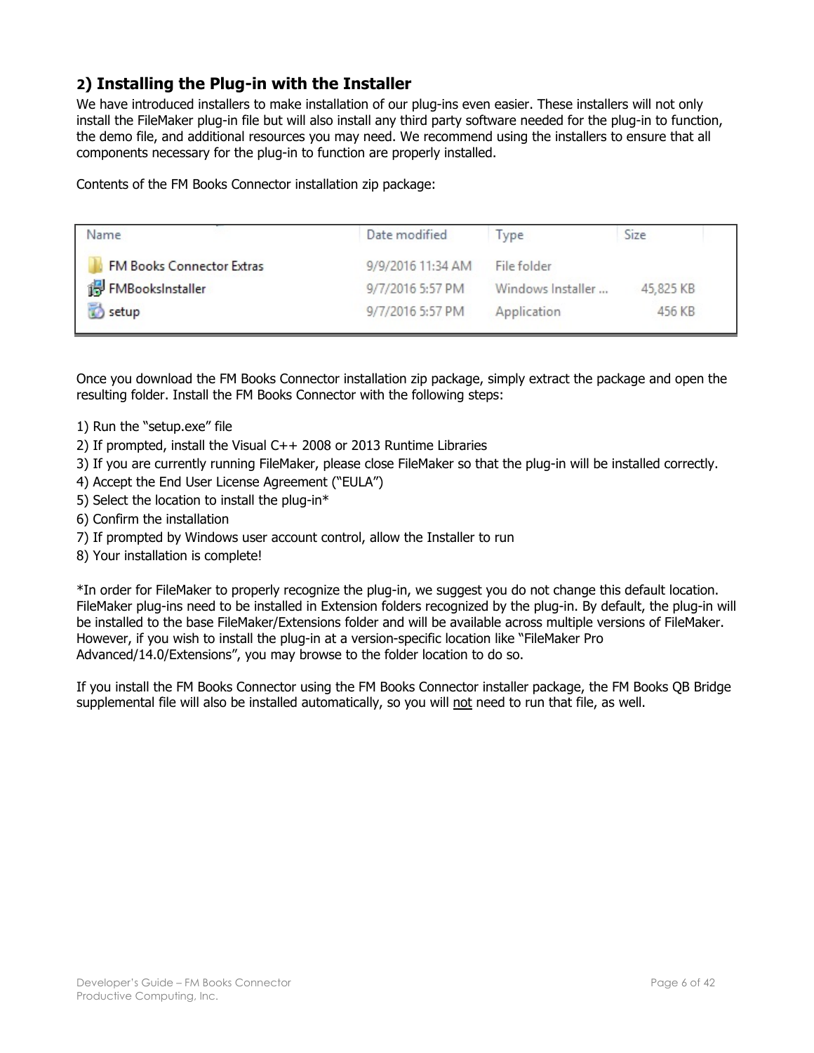## 2) Installing the Plug-in with the Installer

We have introduced installers to make installation of our plug-ins even easier. These installers will not only install the FileMaker plug-in file but will also install any third party software needed for the plug-in to function, the demo file, and additional resources you may need. We recommend using the installers to ensure that all components necessary for the plug-in to function are properly installed.

Contents of the FM Books Connector installation zip package:

| Name | Date modified | Type | Size |
|---|---|---|---|
| FM Books Connector Extras | 9/9/2016 11:34 AM | File folder | |
| FMBooksInstaller | 9/7/2016 5:57 PM | Windows Installer ... | 45,825 KB |
| setup | 9/7/2016 5:57 PM | Application | 456 KB |

Once you download the FM Books Connector installation zip package, simply extract the package and open the resulting folder. Install the FM Books Connector with the following steps:

1) Run the “setup.exe” file
2) If prompted, install the Visual C++ 2008 or 2013 Runtime Libraries
3) If you are currently running FileMaker, please close FileMaker so that the plug-in will be installed correctly.
4) Accept the End User License Agreement (“EULA”)
5) Select the location to install the plug-in*
6) Confirm the installation
7) If prompted by Windows user account control, allow the Installer to run
8) Your installation is complete!

*In order for FileMaker to properly recognize the plug-in, we suggest you do not change this default location. FileMaker plug-ins need to be installed in Extension folders recognized by the plug-in. By default, the plug-in will be installed to the base FileMaker/Extensions folder and will be available across multiple versions of FileMaker. However, if you wish to install the plug-in at a version-specific location like “FileMaker Pro Advanced/14.0/Extensions”, you may browse to the folder location to do so.

If you install the FM Books Connector using the FM Books Connector installer package, the FM Books QB Bridge supplemental file will also be installed automatically, so you will not need to run that file, as well.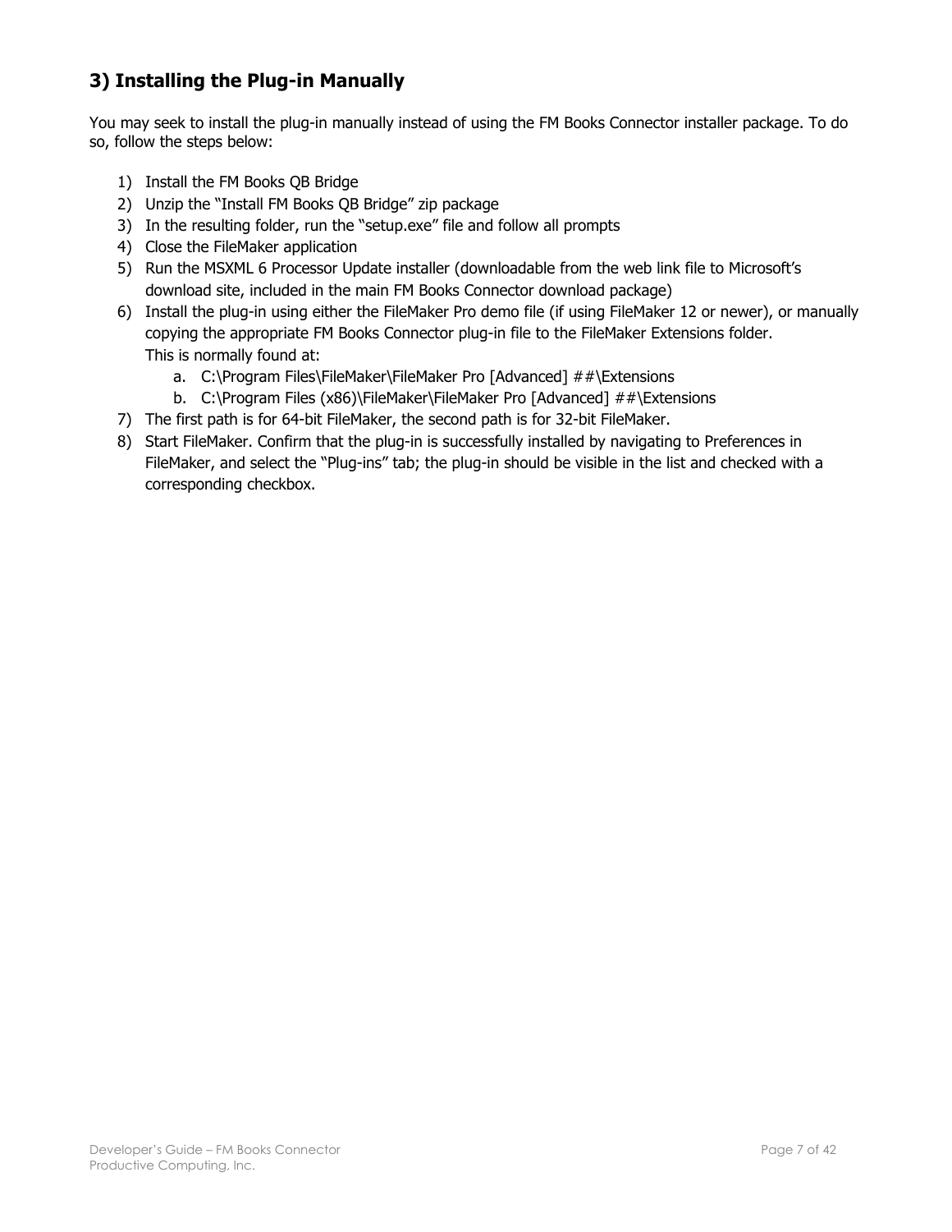## 3) Installing the Plug-in Manually

You may seek to install the plug-in manually instead of using the FM Books Connector installer package. To do so, follow the steps below:

1) Install the FM Books QB Bridge
2) Unzip the "Install FM Books QB Bridge" zip package
3) In the resulting folder, run the "setup.exe" file and follow all prompts
4) Close the FileMaker application
5) Run the MSXML 6 Processor Update installer (downloadable from the web link file to Microsoft's download site, included in the main FM Books Connector download package)
6) Install the plug-in using either the FileMaker Pro demo file (if using FileMaker 12 or newer), or manually copying the appropriate FM Books Connector plug-in file to the FileMaker Extensions folder.
   This is normally found at:
   a. C:\Program Files\FileMaker\FileMaker Pro [Advanced] ##\Extensions
   b. C:\Program Files (x86)\FileMaker\FileMaker Pro [Advanced] ##\Extensions
7) The first path is for 64-bit FileMaker, the second path is for 32-bit FileMaker.
8) Start FileMaker. Confirm that the plug-in is successfully installed by navigating to Preferences in FileMaker, and select the "Plug-ins" tab; the plug-in should be visible in the list and checked with a corresponding checkbox.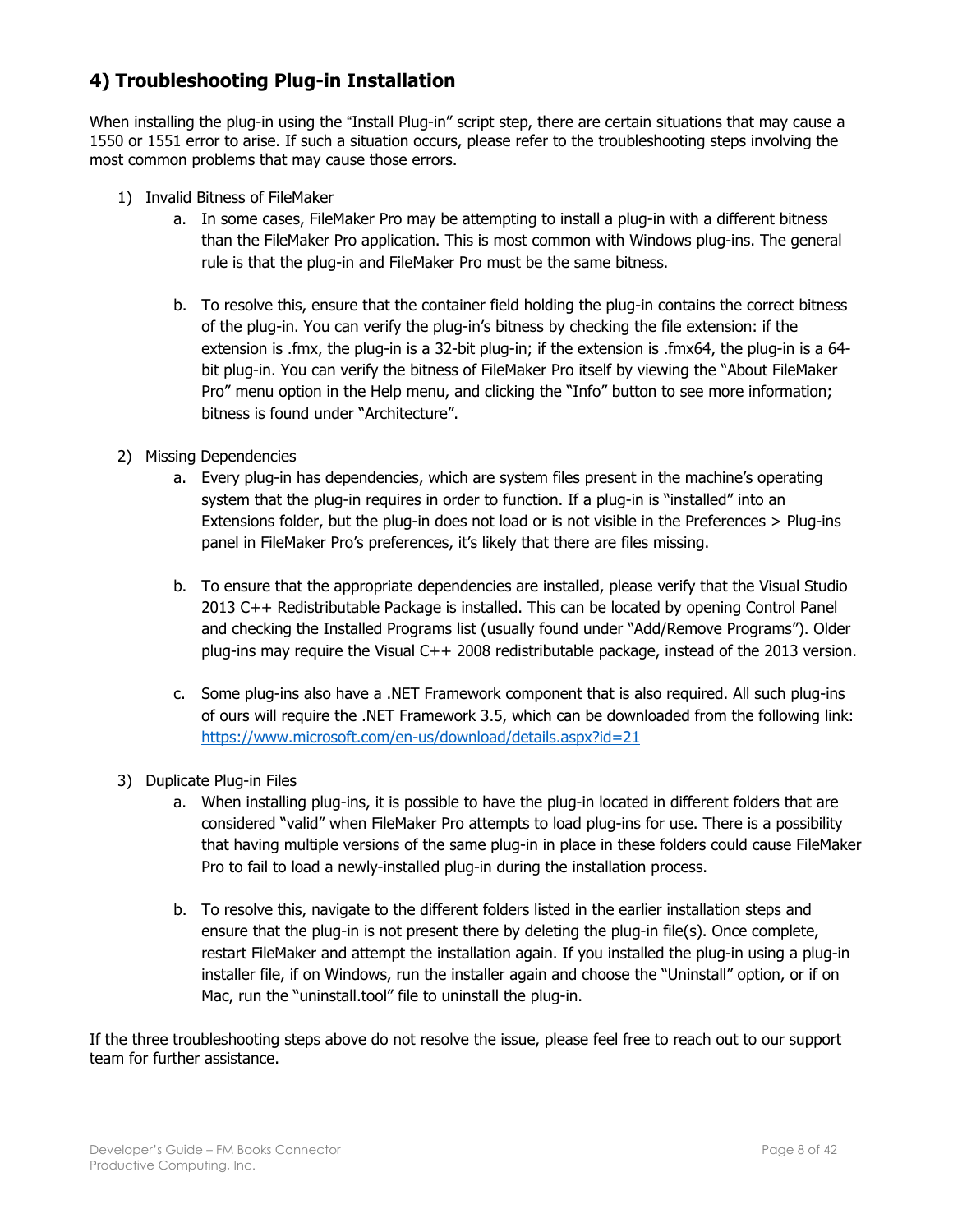## 4) Troubleshooting Plug-in Installation

When installing the plug-in using the "Install Plug-in" script step, there are certain situations that may cause a 1550 or 1551 error to arise. If such a situation occurs, please refer to the troubleshooting steps involving the most common problems that may cause those errors.

1) Invalid Bitness of FileMaker
   a. In some cases, FileMaker Pro may be attempting to install a plug-in with a different bitness than the FileMaker Pro application. This is most common with Windows plug-ins. The general rule is that the plug-in and FileMaker Pro must be the same bitness.

   b. To resolve this, ensure that the container field holding the plug-in contains the correct bitness of the plug-in. You can verify the plug-in's bitness by checking the file extension: if the extension is .fmx, the plug-in is a 32-bit plug-in; if the extension is .fmx64, the plug-in is a 64-bit plug-in. You can verify the bitness of FileMaker Pro itself by viewing the "About FileMaker Pro" menu option in the Help menu, and clicking the "Info" button to see more information; bitness is found under "Architecture".

2) Missing Dependencies
   a. Every plug-in has dependencies, which are system files present in the machine's operating system that the plug-in requires in order to function. If a plug-in is "installed" into an Extensions folder, but the plug-in does not load or is not visible in the Preferences > Plug-ins panel in FileMaker Pro's preferences, it's likely that there are files missing.

   b. To ensure that the appropriate dependencies are installed, please verify that the Visual Studio 2013 C++ Redistributable Package is installed. This can be located by opening Control Panel and checking the Installed Programs list (usually found under "Add/Remove Programs"). Older plug-ins may require the Visual C++ 2008 redistributable package, instead of the 2013 version.

   c. Some plug-ins also have a .NET Framework component that is also required. All such plug-ins of ours will require the .NET Framework 3.5, which can be downloaded from the following link: [https://www.microsoft.com/en-us/download/details.aspx?id=21](https://www.microsoft.com/en-us/download/details.aspx?id=21)

3) Duplicate Plug-in Files
   a. When installing plug-ins, it is possible to have the plug-in located in different folders that are considered "valid" when FileMaker Pro attempts to load plug-ins for use. There is a possibility that having multiple versions of the same plug-in in place in these folders could cause FileMaker Pro to fail to load a newly-installed plug-in during the installation process.

   b. To resolve this, navigate to the different folders listed in the earlier installation steps and ensure that the plug-in is not present there by deleting the plug-in file(s). Once complete, restart FileMaker and attempt the installation again. If you installed the plug-in using a plug-in installer file, if on Windows, run the installer again and choose the "Uninstall" option, or if on Mac, run the "uninstall.tool" file to uninstall the plug-in.

If the three troubleshooting steps above do not resolve the issue, please feel free to reach out to our support team for further assistance.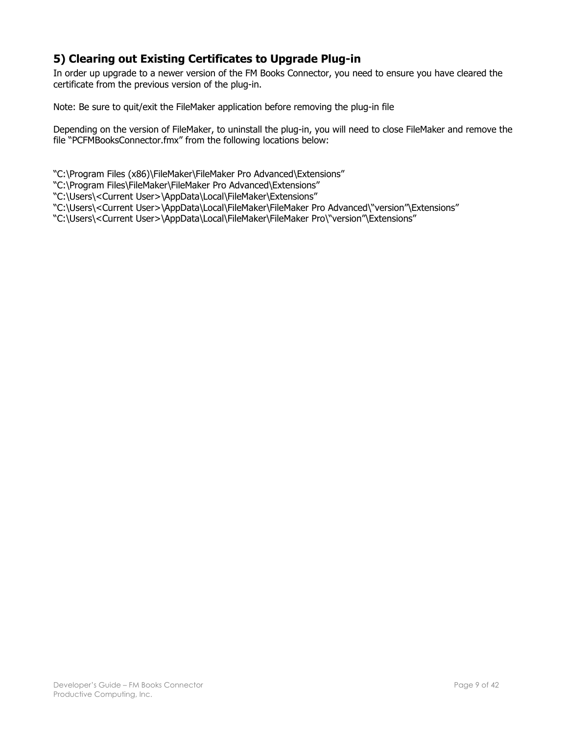## 5) Clearing out Existing Certificates to Upgrade Plug-in

In order up upgrade to a newer version of the FM Books Connector, you need to ensure you have cleared the certificate from the previous version of the plug-in.

Note: Be sure to quit/exit the FileMaker application before removing the plug-in file

Depending on the version of FileMaker, to uninstall the plug-in, you will need to close FileMaker and remove the file “PCFMBooksConnector.fmx” from the following locations below:

“C:\Program Files (x86)\FileMaker\FileMaker Pro Advanced\Extensions”
“C:\Program Files\FileMaker\FileMaker Pro Advanced\Extensions”
“C:\Users\<Current User>\AppData\Local\FileMaker\Extensions”
“C:\Users\<Current User>\AppData\Local\FileMaker\FileMaker Pro Advanced\“version”\Extensions”
“C:\Users\<Current User>\AppData\Local\FileMaker\FileMaker Pro\“version”\Extensions”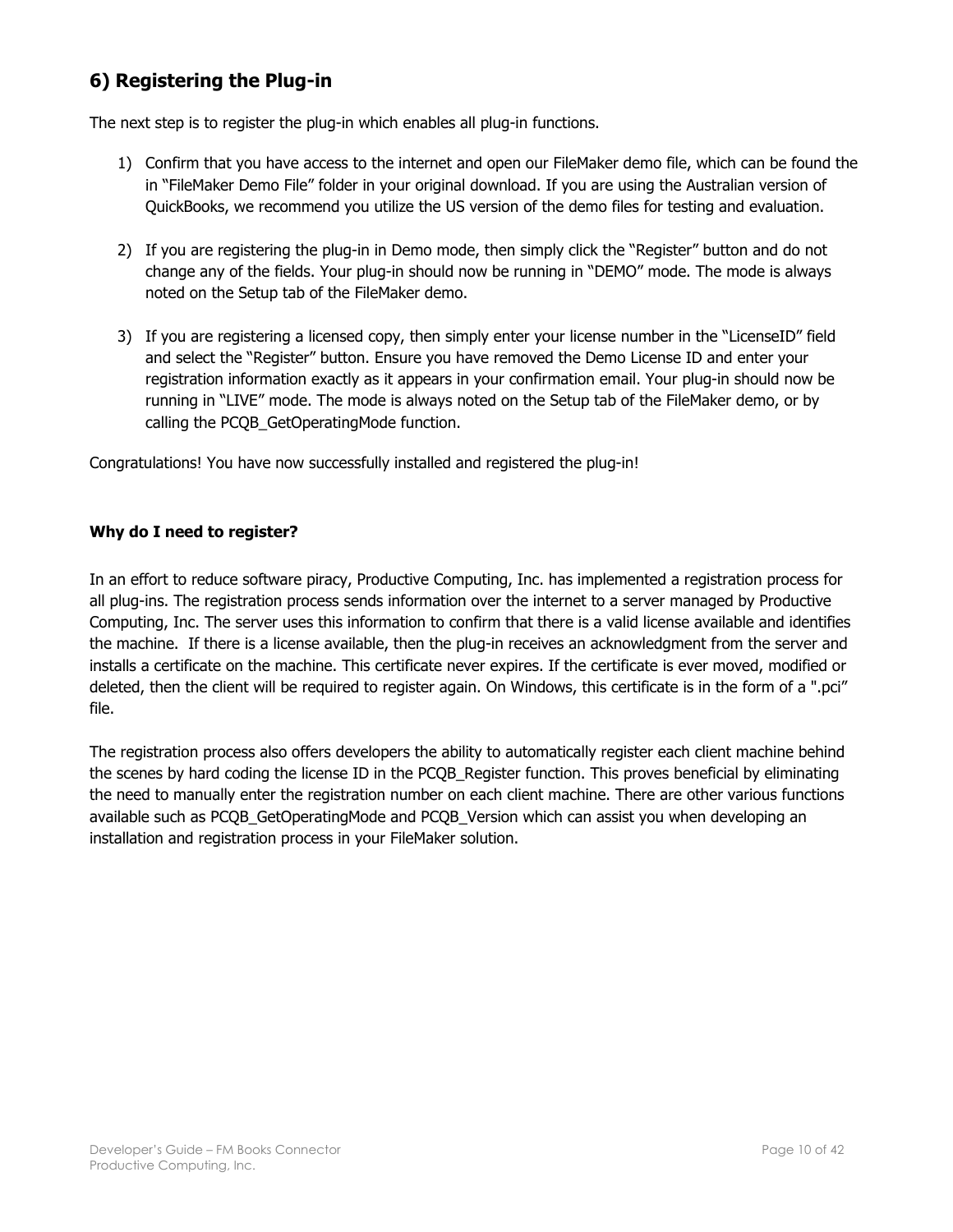## 6) Registering the Plug-in

The next step is to register the plug-in which enables all plug-in functions.

1) Confirm that you have access to the internet and open our FileMaker demo file, which can be found the in "FileMaker Demo File" folder in your original download. If you are using the Australian version of QuickBooks, we recommend you utilize the US version of the demo files for testing and evaluation.

2) If you are registering the plug-in in Demo mode, then simply click the "Register" button and do not change any of the fields. Your plug-in should now be running in "DEMO" mode. The mode is always noted on the Setup tab of the FileMaker demo.

3) If you are registering a licensed copy, then simply enter your license number in the "LicenseID" field and select the "Register" button. Ensure you have removed the Demo License ID and enter your registration information exactly as it appears in your confirmation email. Your plug-in should now be running in "LIVE" mode. The mode is always noted on the Setup tab of the FileMaker demo, or by calling the PCQB_GetOperatingMode function.

Congratulations! You have now successfully installed and registered the plug-in!

**Why do I need to register?**

In an effort to reduce software piracy, Productive Computing, Inc. has implemented a registration process for all plug-ins. The registration process sends information over the internet to a server managed by Productive Computing, Inc. The server uses this information to confirm that there is a valid license available and identifies the machine. If there is a license available, then the plug-in receives an acknowledgment from the server and installs a certificate on the machine. This certificate never expires. If the certificate is ever moved, modified or deleted, then the client will be required to register again. On Windows, this certificate is in the form of a ".pci" file.

The registration process also offers developers the ability to automatically register each client machine behind the scenes by hard coding the license ID in the PCQB_Register function. This proves beneficial by eliminating the need to manually enter the registration number on each client machine. There are other various functions available such as PCQB_GetOperatingMode and PCQB_Version which can assist you when developing an installation and registration process in your FileMaker solution.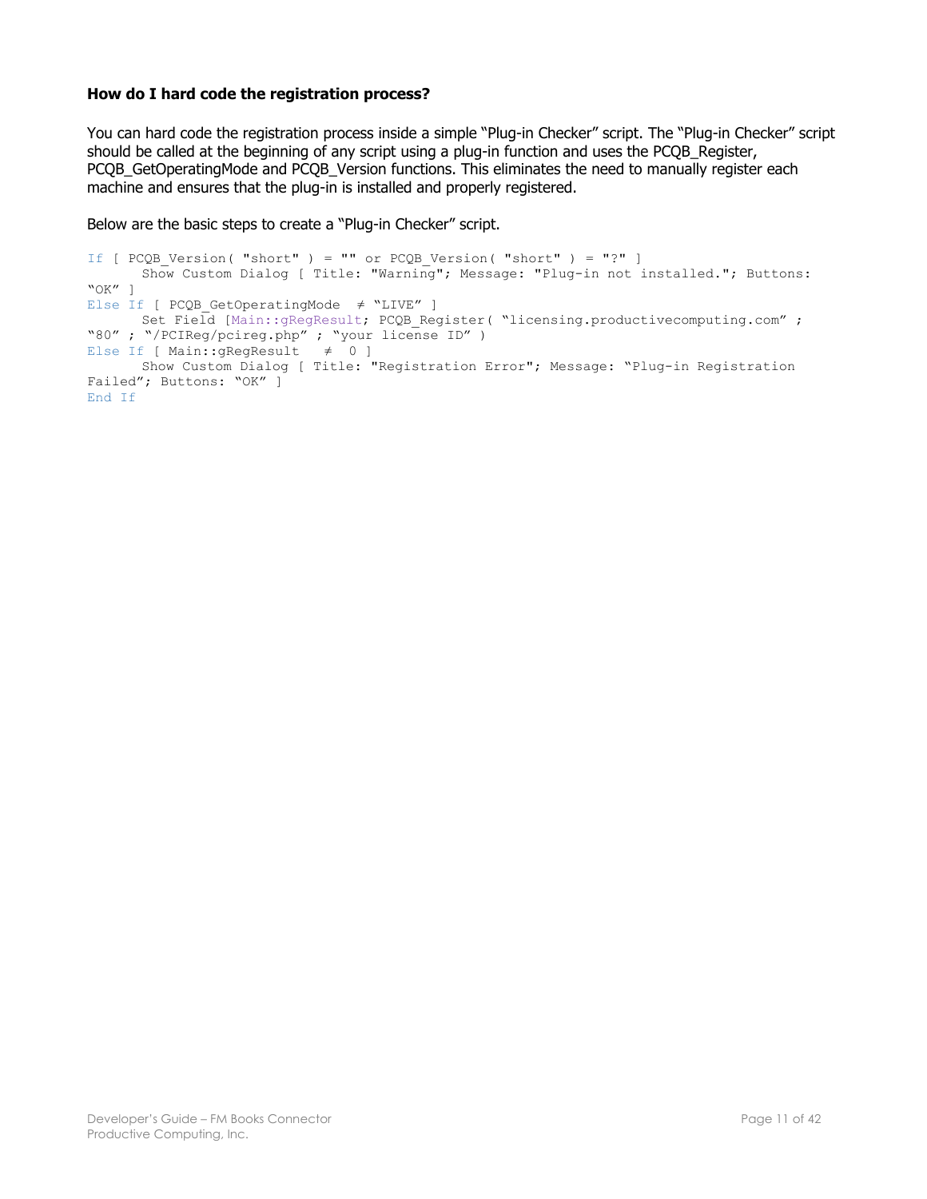### How do I hard code the registration process?

You can hard code the registration process inside a simple "Plug-in Checker" script. The "Plug-in Checker" script should be called at the beginning of any script using a plug-in function and uses the PCQB_Register, PCQB_GetOperatingMode and PCQB_Version functions. This eliminates the need to manually register each machine and ensures that the plug-in is installed and properly registered.

Below are the basic steps to create a "Plug-in Checker" script.

```
If [ PCQB_Version( "short" ) = "" or PCQB_Version( "short" ) = "?" ]
      Show Custom Dialog [ Title: "Warning"; Message: "Plug-in not installed."; Buttons: "OK" ]
Else If [ PCQB_GetOperatingMode  ≠ "LIVE" ]
      Set Field [Main::gRegResult; PCQB_Register( "licensing.productivecomputing.com" ; "80" ; "/PCIReg/pcireg.php" ; "your license ID" )
Else If [ Main::gRegResult   ≠  0 ]
      Show Custom Dialog [ Title: "Registration Error"; Message: "Plug-in Registration Failed"; Buttons: "OK" ]
End If
```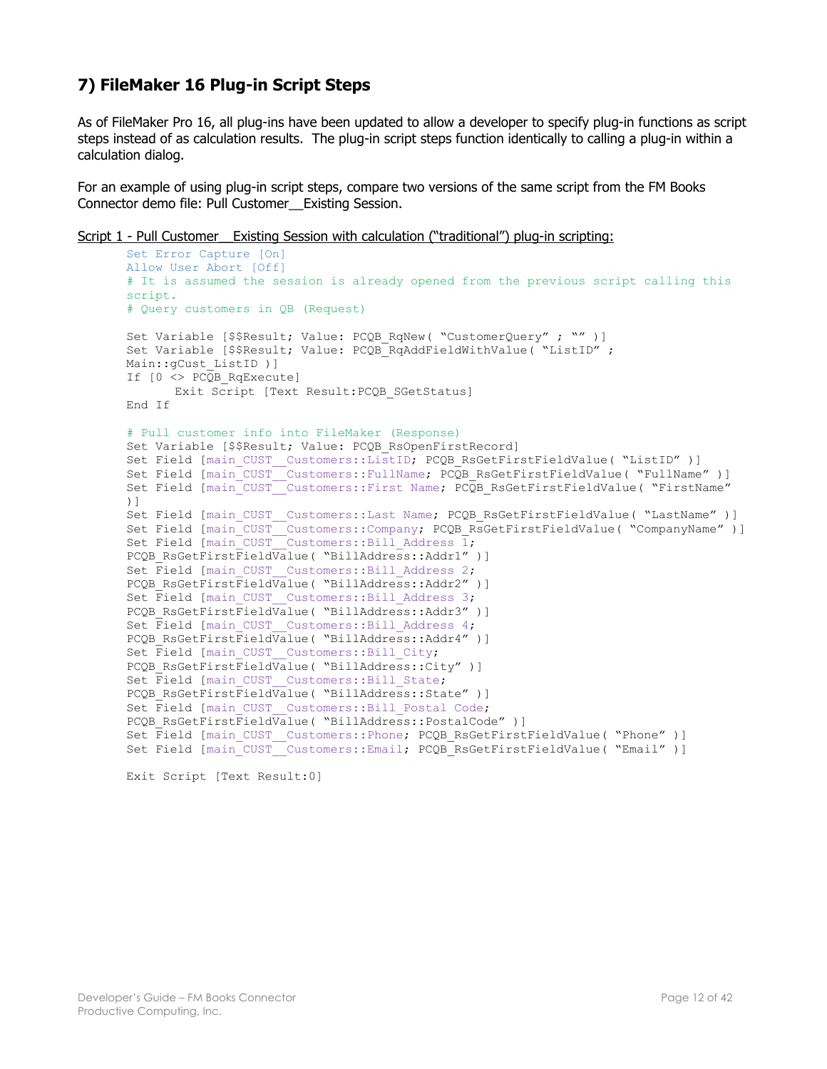## 7) FileMaker 16 Plug-in Script Steps

As of FileMaker Pro 16, all plug-ins have been updated to allow a developer to specify plug-in functions as script steps instead of as calculation results. The plug-in script steps function identically to calling a plug-in within a calculation dialog.

For an example of using plug-in script steps, compare two versions of the same script from the FM Books Connector demo file: Pull Customer__Existing Session.

Script 1 - Pull Customer__Existing Session with calculation ("traditional") plug-in scripting:

```
Set Error Capture [On]
Allow User Abort [Off]
# It is assumed the session is already opened from the previous script calling this
script.
# Query customers in QB (Request)

Set Variable [$$Result; Value: PCQB_RqNew( "CustomerQuery" ; "" )]
Set Variable [$$Result; Value: PCQB_RqAddFieldWithValue( "ListID" ;
Main::gCust_ListID )]
If [0 <> PCQB_RqExecute]
      Exit Script [Text Result:PCQB_SGetStatus]
End If

# Pull customer info into FileMaker (Response)
Set Variable [$$Result; Value: PCQB_RsOpenFirstRecord]
Set Field [main_CUST__Customers::ListID; PCQB_RsGetFirstFieldValue( "ListID" )]
Set Field [main_CUST__Customers::FullName; PCQB_RsGetFirstFieldValue( "FullName" )]
Set Field [main_CUST__Customers::First Name; PCQB_RsGetFirstFieldValue( "FirstName"
)]
Set Field [main_CUST__Customers::Last Name; PCQB_RsGetFirstFieldValue( "LastName" )]
Set Field [main_CUST__Customers::Company; PCQB_RsGetFirstFieldValue( "CompanyName" )]
Set Field [main_CUST__Customers::Bill_Address 1;
PCQB_RsGetFirstFieldValue( "BillAddress::Addr1" )]
Set Field [main_CUST__Customers::Bill_Address 2;
PCQB_RsGetFirstFieldValue( "BillAddress::Addr2" )]
Set Field [main_CUST__Customers::Bill_Address 3;
PCQB_RsGetFirstFieldValue( "BillAddress::Addr3" )]
Set Field [main_CUST__Customers::Bill_Address 4;
PCQB_RsGetFirstFieldValue( "BillAddress::Addr4" )]
Set Field [main_CUST__Customers::Bill_City;
PCQB_RsGetFirstFieldValue( "BillAddress::City" )]
Set Field [main_CUST__Customers::Bill_State;
PCQB_RsGetFirstFieldValue( "BillAddress::State" )]
Set Field [main_CUST__Customers::Bill_Postal Code;
PCQB_RsGetFirstFieldValue( "BillAddress::PostalCode" )]
Set Field [main_CUST__Customers::Phone; PCQB_RsGetFirstFieldValue( "Phone" )]
Set Field [main_CUST__Customers::Email; PCQB_RsGetFirstFieldValue( "Email" )]

Exit Script [Text Result:0]
```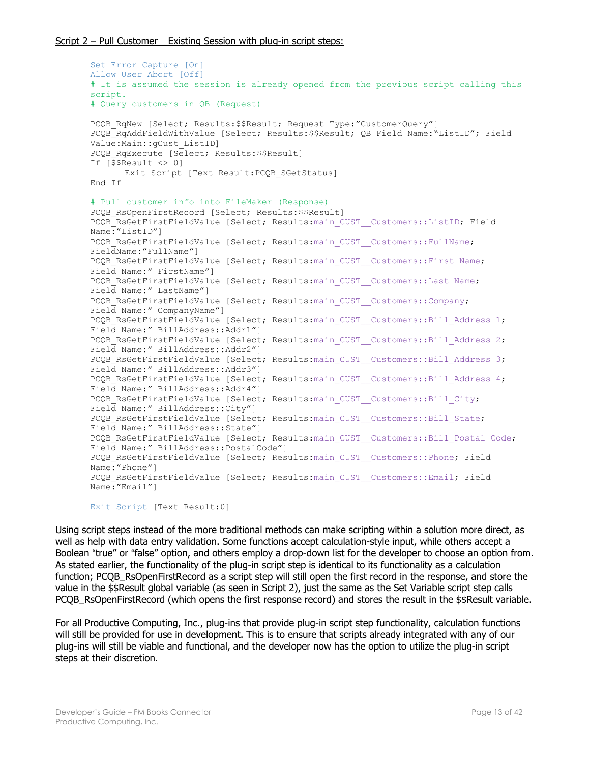Script 2 – Pull Customer__Existing Session with plug-in script steps:

```
Set Error Capture [On]
Allow User Abort [Off]
# It is assumed the session is already opened from the previous script calling this
script.
# Query customers in QB (Request)

PCQB_RqNew [Select; Results:$$Result; Request Type:"CustomerQuery"]
PCQB_RqAddFieldWithValue [Select; Results:$$Result; QB Field Name:"ListID"; Field
Value:Main::gCust_ListID]
PCQB_RqExecute [Select; Results:$$Result]
If [$$Result <> 0]
      Exit Script [Text Result:PCQB_SGetStatus]
End If

# Pull customer info into FileMaker (Response)
PCQB_RsOpenFirstRecord [Select; Results:$$Result]
PCQB_RsGetFirstFieldValue [Select; Results:main_CUST__Customers::ListID; Field
Name:"ListID"]
PCQB_RsGetFirstFieldValue [Select; Results:main_CUST__Customers::FullName;
FieldName:"FullName"]
PCQB_RsGetFirstFieldValue [Select; Results:main_CUST__Customers::First Name;
Field Name:" FirstName"]
PCQB_RsGetFirstFieldValue [Select; Results:main_CUST__Customers::Last Name;
Field Name:" LastName"]
PCQB_RsGetFirstFieldValue [Select; Results:main_CUST__Customers::Company;
Field Name:" CompanyName"]
PCQB_RsGetFirstFieldValue [Select; Results:main_CUST__Customers::Bill_Address 1;
Field Name:" BillAddress::Addr1"]
PCQB_RsGetFirstFieldValue [Select; Results:main_CUST__Customers::Bill_Address 2;
Field Name:" BillAddress::Addr2"]
PCQB_RsGetFirstFieldValue [Select; Results:main_CUST__Customers::Bill_Address 3;
Field Name:" BillAddress::Addr3"]
PCQB_RsGetFirstFieldValue [Select; Results:main_CUST__Customers::Bill_Address 4;
Field Name:" BillAddress::Addr4"]
PCQB_RsGetFirstFieldValue [Select; Results:main_CUST__Customers::Bill_City;
Field Name:" BillAddress::City"]
PCQB_RsGetFirstFieldValue [Select; Results:main_CUST__Customers::Bill_State;
Field Name:" BillAddress::State"]
PCQB_RsGetFirstFieldValue [Select; Results:main_CUST__Customers::Bill_Postal Code;
Field Name:" BillAddress::PostalCode"]
PCQB_RsGetFirstFieldValue [Select; Results:main_CUST__Customers::Phone; Field
Name:"Phone"]
PCQB_RsGetFirstFieldValue [Select; Results:main_CUST__Customers::Email; Field
Name:"Email"]

Exit Script [Text Result:0]
```

Using script steps instead of the more traditional methods can make scripting within a solution more direct, as well as help with data entry validation. Some functions accept calculation-style input, while others accept a Boolean "true" or "false" option, and others employ a drop-down list for the developer to choose an option from. As stated earlier, the functionality of the plug-in script step is identical to its functionality as a calculation function; PCQB_RsOpenFirstRecord as a script step will still open the first record in the response, and store the value in the $$Result global variable (as seen in Script 2), just the same as the Set Variable script step calls PCQB_RsOpenFirstRecord (which opens the first response record) and stores the result in the $$Result variable.

For all Productive Computing, Inc., plug-ins that provide plug-in script step functionality, calculation functions will still be provided for use in development. This is to ensure that scripts already integrated with any of our plug-ins will still be viable and functional, and the developer now has the option to utilize the plug-in script steps at their discretion.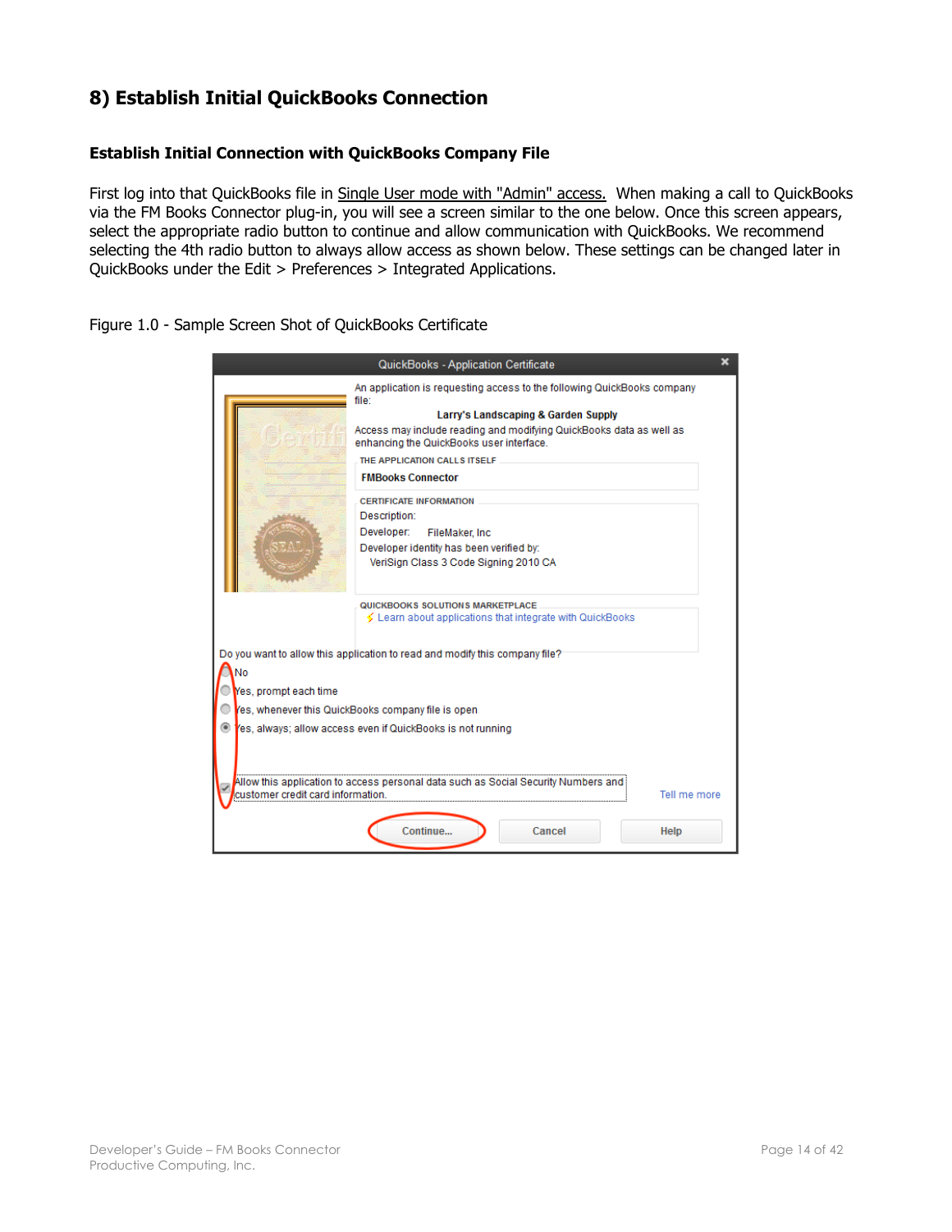## 8) Establish Initial QuickBooks Connection

### Establish Initial Connection with QuickBooks Company File

First log into that QuickBooks file in Single User mode with "Admin" access. When making a call to QuickBooks via the FM Books Connector plug-in, you will see a screen similar to the one below. Once this screen appears, select the appropriate radio button to continue and allow communication with QuickBooks. We recommend selecting the 4th radio button to always allow access as shown below. These settings can be changed later in QuickBooks under the Edit > Preferences > Integrated Applications.

Figure 1.0 - Sample Screen Shot of QuickBooks Certificate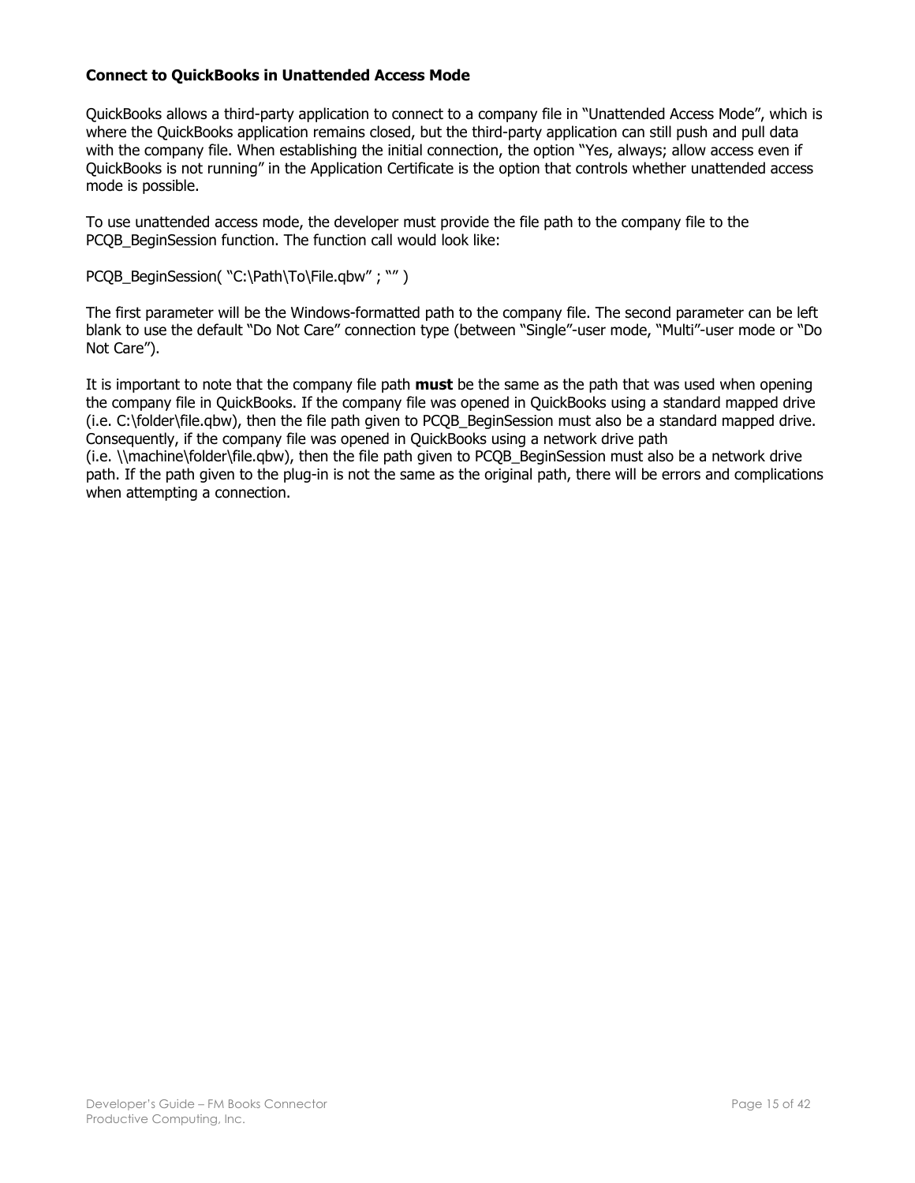**Connect to QuickBooks in Unattended Access Mode**

QuickBooks allows a third-party application to connect to a company file in "Unattended Access Mode", which is where the QuickBooks application remains closed, but the third-party application can still push and pull data with the company file. When establishing the initial connection, the option "Yes, always; allow access even if QuickBooks is not running" in the Application Certificate is the option that controls whether unattended access mode is possible.

To use unattended access mode, the developer must provide the file path to the company file to the PCQB_BeginSession function. The function call would look like:

PCQB_BeginSession( "C:\Path\To\File.qbw" ; "" )

The first parameter will be the Windows-formatted path to the company file. The second parameter can be left blank to use the default "Do Not Care" connection type (between "Single"-user mode, "Multi"-user mode or "Do Not Care").

It is important to note that the company file path **must** be the same as the path that was used when opening the company file in QuickBooks. If the company file was opened in QuickBooks using a standard mapped drive (i.e. C:\folder\file.qbw), then the file path given to PCQB_BeginSession must also be a standard mapped drive. Consequently, if the company file was opened in QuickBooks using a network drive path (i.e. \\machine\folder\file.qbw), then the file path given to PCQB_BeginSession must also be a network drive path. If the path given to the plug-in is not the same as the original path, there will be errors and complications when attempting a connection.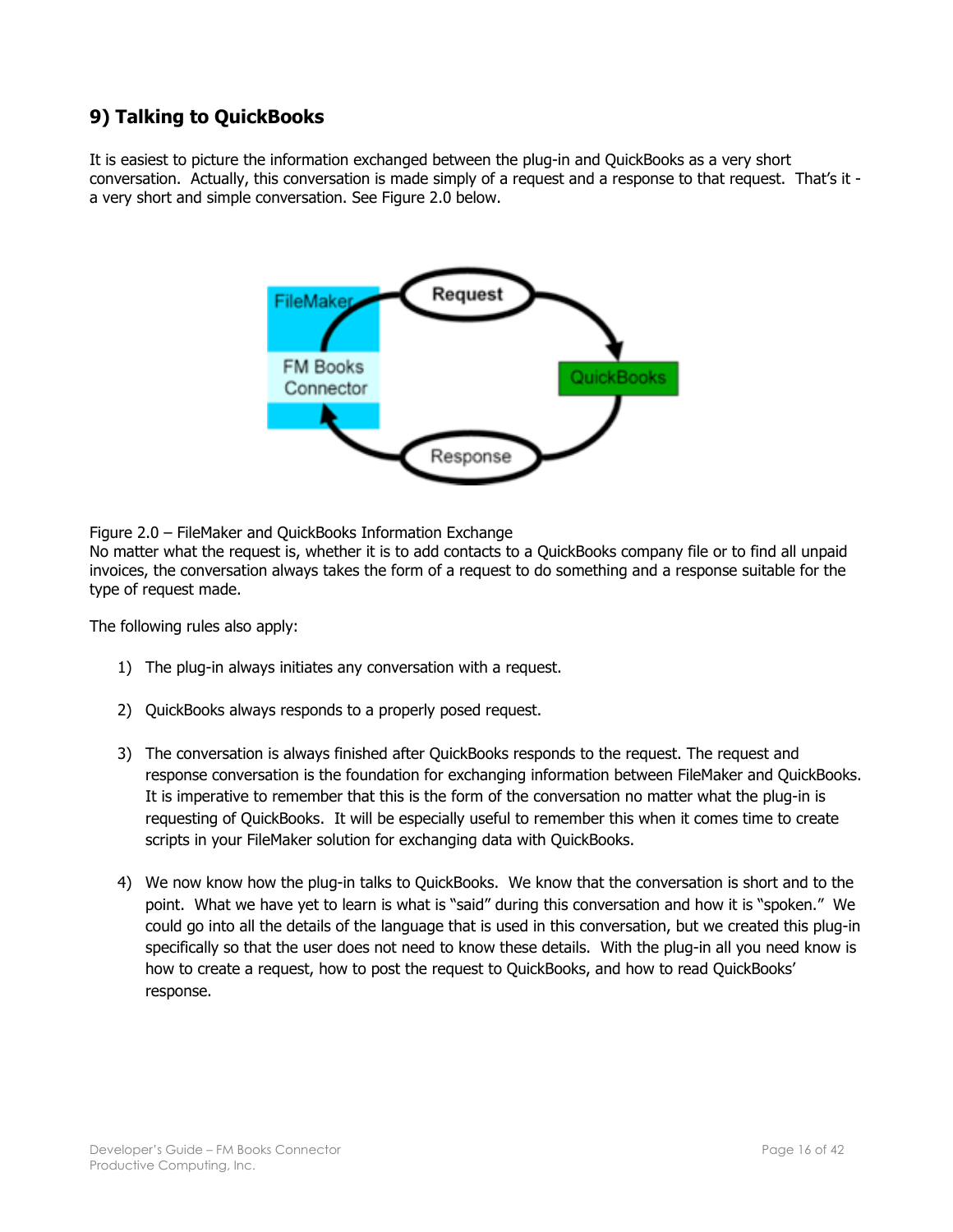## 9) Talking to QuickBooks

It is easiest to picture the information exchanged between the plug-in and QuickBooks as a very short conversation. Actually, this conversation is made simply of a request and a response to that request. That's it - a very short and simple conversation. See Figure 2.0 below.

Figure 2.0 – FileMaker and QuickBooks Information Exchange

No matter what the request is, whether it is to add contacts to a QuickBooks company file or to find all unpaid invoices, the conversation always takes the form of a request to do something and a response suitable for the type of request made.

The following rules also apply:

1) The plug-in always initiates any conversation with a request.

2) QuickBooks always responds to a properly posed request.

3) The conversation is always finished after QuickBooks responds to the request. The request and response conversation is the foundation for exchanging information between FileMaker and QuickBooks. It is imperative to remember that this is the form of the conversation no matter what the plug-in is requesting of QuickBooks. It will be especially useful to remember this when it comes time to create scripts in your FileMaker solution for exchanging data with QuickBooks.

4) We now know how the plug-in talks to QuickBooks. We know that the conversation is short and to the point. What we have yet to learn is what is "said" during this conversation and how it is "spoken." We could go into all the details of the language that is used in this conversation, but we created this plug-in specifically so that the user does not need to know these details. With the plug-in all you need know is how to create a request, how to post the request to QuickBooks, and how to read QuickBooks' response.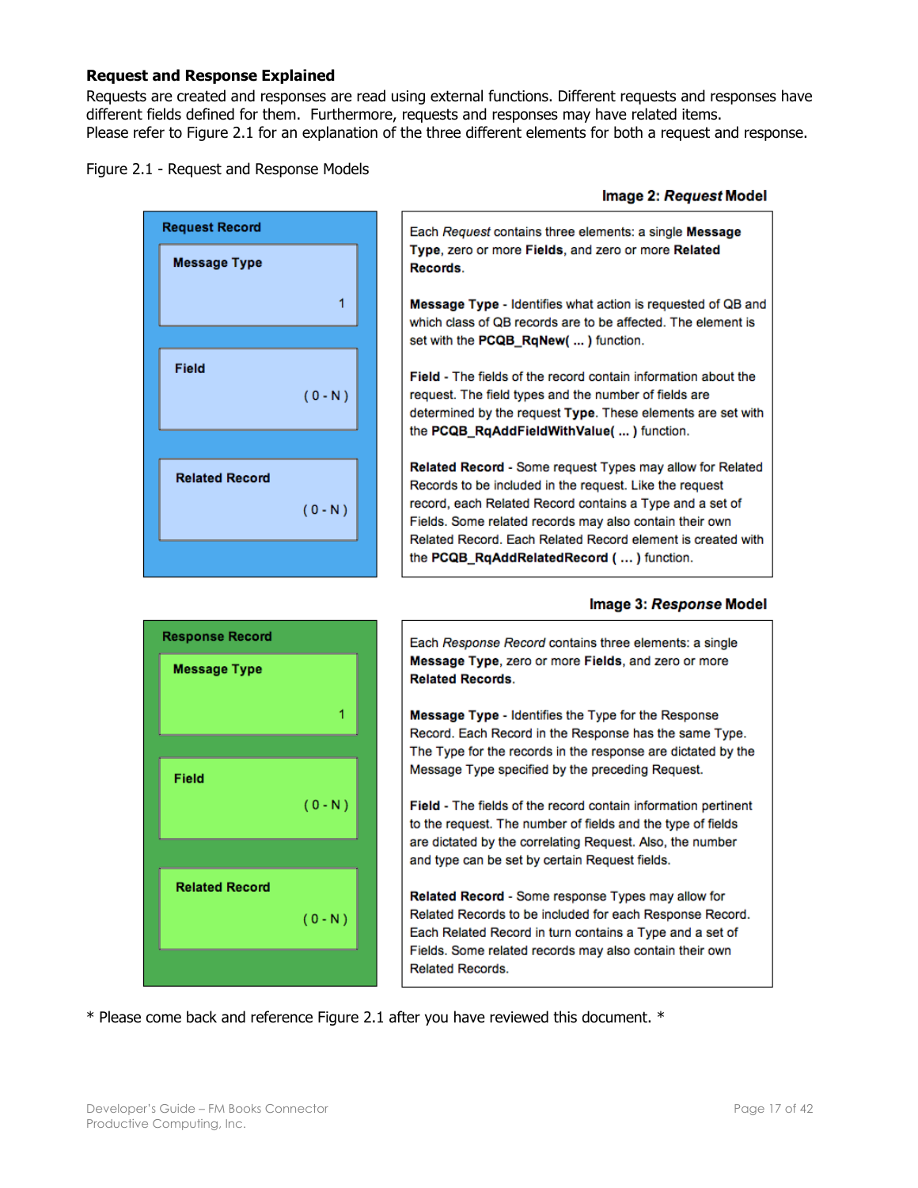**Request and Response Explained**

Requests are created and responses are read using external functions. Different requests and responses have different fields defined for them. Furthermore, requests and responses may have related items.
Please refer to Figure 2.1 for an explanation of the three different elements for both a request and response.

Figure 2.1 - Request and Response Models

**Image 2: *Request* Model**

| Request Record | |
| --- | --- |
| **Message Type** (1) | Each *Request* contains three elements: a single **Message Type**, zero or more **Fields**, and zero or more **Related Records**. |
| | **Message Type** - Identifies what action is requested of QB and which class of QB records are to be affected. The element is set with the **PCQB_RqNew( ... )** function. |
| **Field** ( 0 - N ) | **Field** - The fields of the record contain information about the request. The field types and the number of fields are determined by the request **Type**. These elements are set with the **PCQB_RqAddFieldWithValue( ... )** function. |
| **Related Record** ( 0 - N ) | **Related Record** - Some request Types may allow for Related Records to be included in the request. Like the request record, each Related Record contains a Type and a set of Fields. Some related records may also contain their own Related Record. Each Related Record element is created with the **PCQB_RqAddRelatedRecord ( ... )** function. |

**Image 3: *Response* Model**

| Response Record | |
| --- | --- |
| **Message Type** (1) | Each *Response Record* contains three elements: a single **Message Type**, zero or more **Fields**, and zero or more **Related Records**. |
| | **Message Type** - Identifies the Type for the Response Record. Each Record in the Response has the same Type. The Type for the records in the response are dictated by the Message Type specified by the preceding Request. |
| **Field** ( 0 - N ) | **Field** - The fields of the record contain information pertinent to the request. The number of fields and the type of fields are dictated by the correlating Request. Also, the number and type can be set by certain Request fields. |
| **Related Record** ( 0 - N ) | **Related Record** - Some response Types may allow for Related Records to be included for each Response Record. Each Related Record in turn contains a Type and a set of Fields. Some related records may also contain their own Related Records. |

\* Please come back and reference Figure 2.1 after you have reviewed this document. \*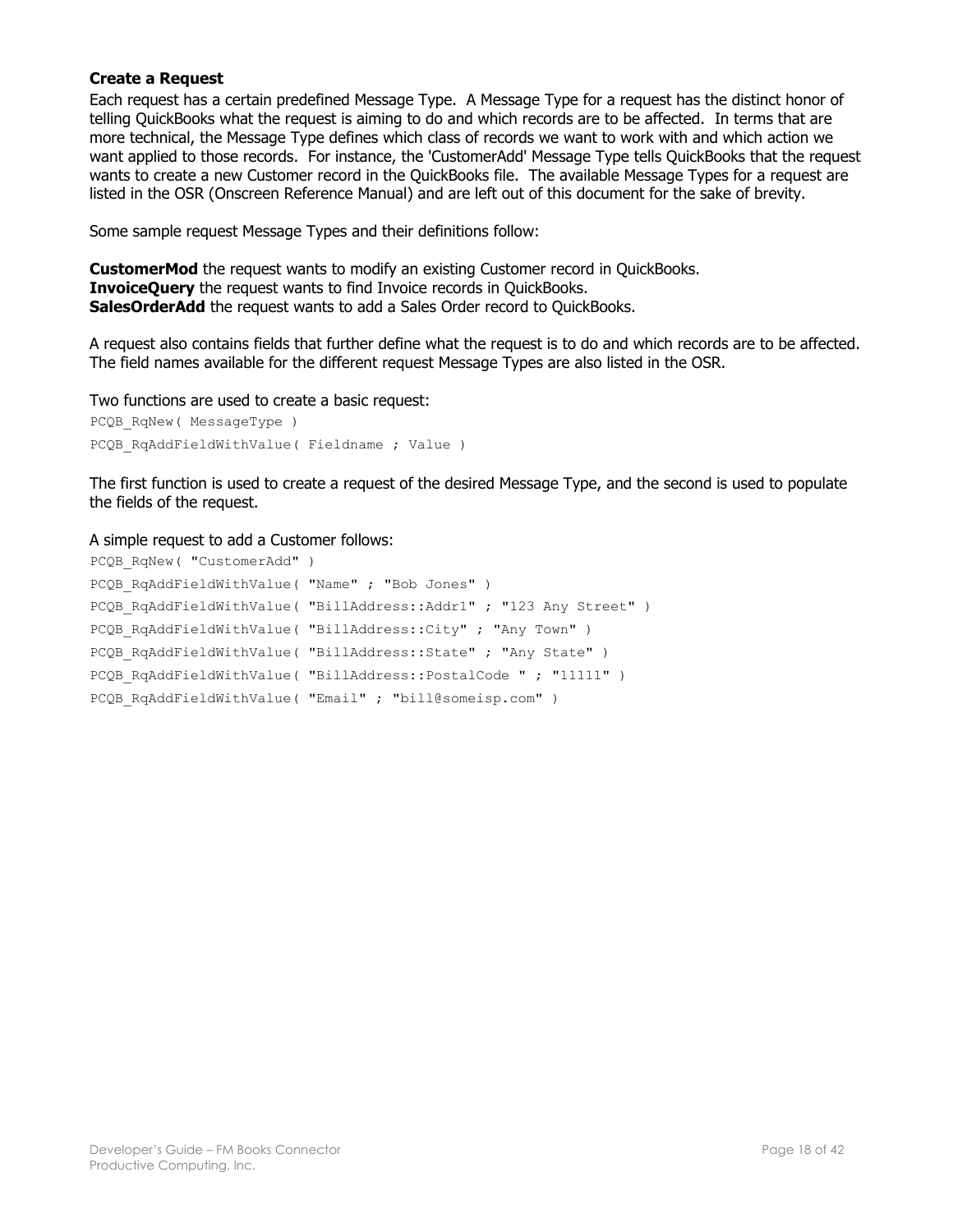### Create a Request

Each request has a certain predefined Message Type. A Message Type for a request has the distinct honor of telling QuickBooks what the request is aiming to do and which records are to be affected. In terms that are more technical, the Message Type defines which class of records we want to work with and which action we want applied to those records. For instance, the 'CustomerAdd' Message Type tells QuickBooks that the request wants to create a new Customer record in the QuickBooks file. The available Message Types for a request are listed in the OSR (Onscreen Reference Manual) and are left out of this document for the sake of brevity.

Some sample request Message Types and their definitions follow:

**CustomerMod** the request wants to modify an existing Customer record in QuickBooks.
**InvoiceQuery** the request wants to find Invoice records in QuickBooks.
**SalesOrderAdd** the request wants to add a Sales Order record to QuickBooks.

A request also contains fields that further define what the request is to do and which records are to be affected. The field names available for the different request Message Types are also listed in the OSR.

Two functions are used to create a basic request:

```
PCQB_RqNew( MessageType )
PCQB_RqAddFieldWithValue( Fieldname ; Value )
```

The first function is used to create a request of the desired Message Type, and the second is used to populate the fields of the request.

A simple request to add a Customer follows:

```
PCQB_RqNew( "CustomerAdd" )
PCQB_RqAddFieldWithValue( "Name" ; "Bob Jones" )
PCQB_RqAddFieldWithValue( "BillAddress::Addr1" ; "123 Any Street" )
PCQB_RqAddFieldWithValue( "BillAddress::City" ; "Any Town" )
PCQB_RqAddFieldWithValue( "BillAddress::State" ; "Any State" )
PCQB_RqAddFieldWithValue( "BillAddress::PostalCode " ; "11111" )
PCQB_RqAddFieldWithValue( "Email" ; "bill@someisp.com" )
```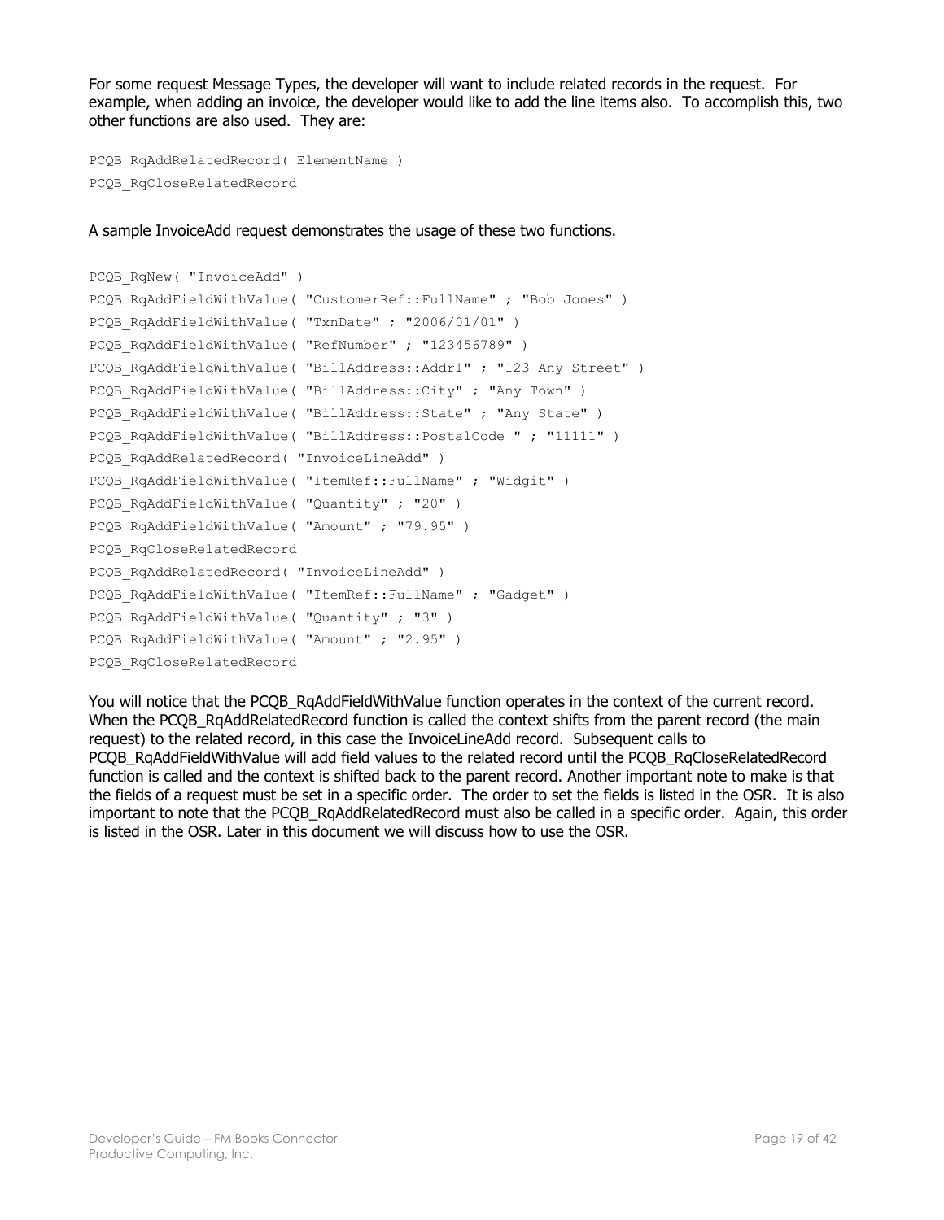For some request Message Types, the developer will want to include related records in the request. For example, when adding an invoice, the developer would like to add the line items also. To accomplish this, two other functions are also used. They are:

```
PCQB_RqAddRelatedRecord( ElementName )
PCQB_RqCloseRelatedRecord
```

A sample InvoiceAdd request demonstrates the usage of these two functions.

```
PCQB_RqNew( "InvoiceAdd" )
PCQB_RqAddFieldWithValue( "CustomerRef::FullName" ; "Bob Jones" )
PCQB_RqAddFieldWithValue( "TxnDate" ; "2006/01/01" )
PCQB_RqAddFieldWithValue( "RefNumber" ; "123456789" )
PCQB_RqAddFieldWithValue( "BillAddress::Addr1" ; "123 Any Street" )
PCQB_RqAddFieldWithValue( "BillAddress::City" ; "Any Town" )
PCQB_RqAddFieldWithValue( "BillAddress::State" ; "Any State" )
PCQB_RqAddFieldWithValue( "BillAddress::PostalCode " ; "11111" )
PCQB_RqAddRelatedRecord( "InvoiceLineAdd" )
PCQB_RqAddFieldWithValue( "ItemRef::FullName" ; "Widgit" )
PCQB_RqAddFieldWithValue( "Quantity" ; "20" )
PCQB_RqAddFieldWithValue( "Amount" ; "79.95" )
PCQB_RqCloseRelatedRecord
PCQB_RqAddRelatedRecord( "InvoiceLineAdd" )
PCQB_RqAddFieldWithValue( "ItemRef::FullName" ; "Gadget" )
PCQB_RqAddFieldWithValue( "Quantity" ; "3" )
PCQB_RqAddFieldWithValue( "Amount" ; "2.95" )
PCQB_RqCloseRelatedRecord
```

You will notice that the PCQB_RqAddFieldWithValue function operates in the context of the current record. When the PCQB_RqAddRelatedRecord function is called the context shifts from the parent record (the main request) to the related record, in this case the InvoiceLineAdd record. Subsequent calls to PCQB_RqAddFieldWithValue will add field values to the related record until the PCQB_RqCloseRelatedRecord function is called and the context is shifted back to the parent record. Another important note to make is that the fields of a request must be set in a specific order. The order to set the fields is listed in the OSR. It is also important to note that the PCQB_RqAddRelatedRecord must also be called in a specific order. Again, this order is listed in the OSR. Later in this document we will discuss how to use the OSR.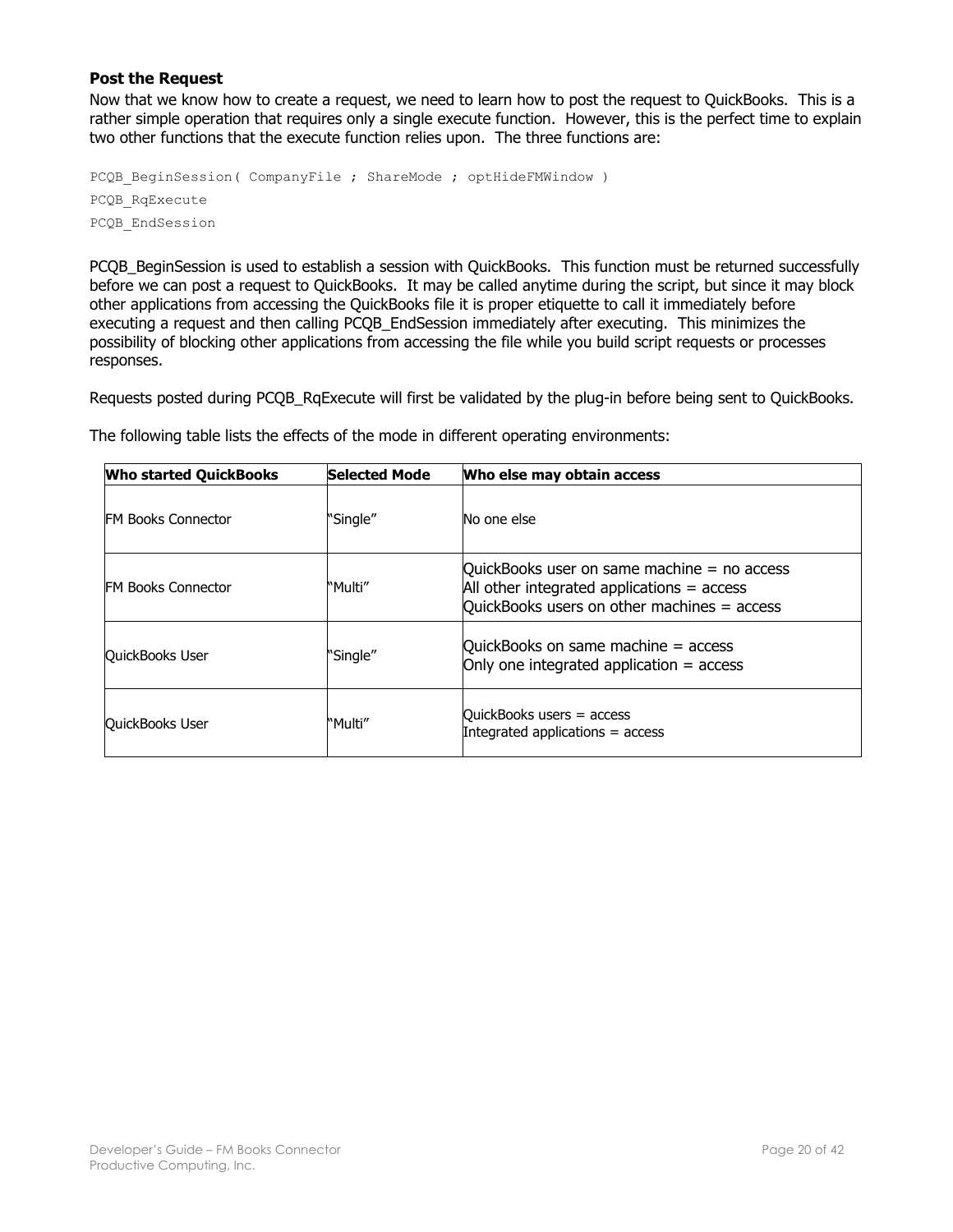### Post the Request

Now that we know how to create a request, we need to learn how to post the request to QuickBooks. This is a rather simple operation that requires only a single execute function. However, this is the perfect time to explain two other functions that the execute function relies upon. The three functions are:

```
PCQB_BeginSession( CompanyFile ; ShareMode ; optHideFMWindow )
PCQB_RqExecute
PCQB_EndSession
```

PCQB_BeginSession is used to establish a session with QuickBooks. This function must be returned successfully before we can post a request to QuickBooks. It may be called anytime during the script, but since it may block other applications from accessing the QuickBooks file it is proper etiquette to call it immediately before executing a request and then calling PCQB_EndSession immediately after executing. This minimizes the possibility of blocking other applications from accessing the file while you build script requests or processes responses.

Requests posted during PCQB_RqExecute will first be validated by the plug-in before being sent to QuickBooks.

The following table lists the effects of the mode in different operating environments:

| Who started QuickBooks | Selected Mode | Who else may obtain access |
|---|---|---|
| FM Books Connector | "Single" | No one else |
| FM Books Connector | "Multi" | QuickBooks user on same machine = no access<br>All other integrated applications = access<br>QuickBooks users on other machines = access |
| QuickBooks User | "Single" | QuickBooks on same machine = access<br>Only one integrated application = access |
| QuickBooks User | "Multi" | QuickBooks users = access<br>Integrated applications = access |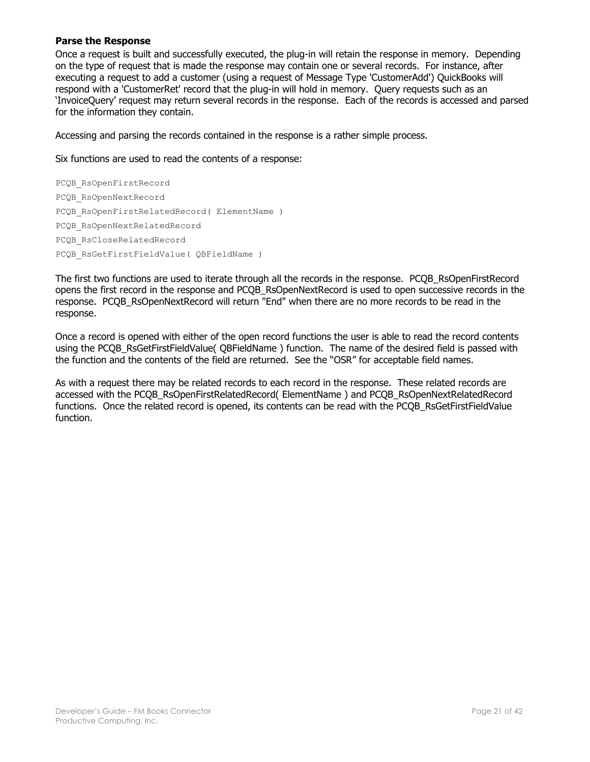### Parse the Response

Once a request is built and successfully executed, the plug-in will retain the response in memory. Depending on the type of request that is made the response may contain one or several records. For instance, after executing a request to add a customer (using a request of Message Type 'CustomerAdd') QuickBooks will respond with a 'CustomerRet' record that the plug-in will hold in memory. Query requests such as an 'InvoiceQuery' request may return several records in the response. Each of the records is accessed and parsed for the information they contain.

Accessing and parsing the records contained in the response is a rather simple process.

Six functions are used to read the contents of a response:

```
PCQB_RsOpenFirstRecord
PCQB_RsOpenNextRecord
PCQB_RsOpenFirstRelatedRecord( ElementName )
PCQB_RsOpenNextRelatedRecord
PCQB_RsCloseRelatedRecord
PCQB_RsGetFirstFieldValue( QBFieldName )
```

The first two functions are used to iterate through all the records in the response. PCQB_RsOpenFirstRecord opens the first record in the response and PCQB_RsOpenNextRecord is used to open successive records in the response. PCQB_RsOpenNextRecord will return "End" when there are no more records to be read in the response.

Once a record is opened with either of the open record functions the user is able to read the record contents using the PCQB_RsGetFirstFieldValue( QBFieldName ) function. The name of the desired field is passed with the function and the contents of the field are returned. See the "OSR" for acceptable field names.

As with a request there may be related records to each record in the response. These related records are accessed with the PCQB_RsOpenFirstRelatedRecord( ElementName ) and PCQB_RsOpenNextRelatedRecord functions. Once the related record is opened, its contents can be read with the PCQB_RsGetFirstFieldValue function.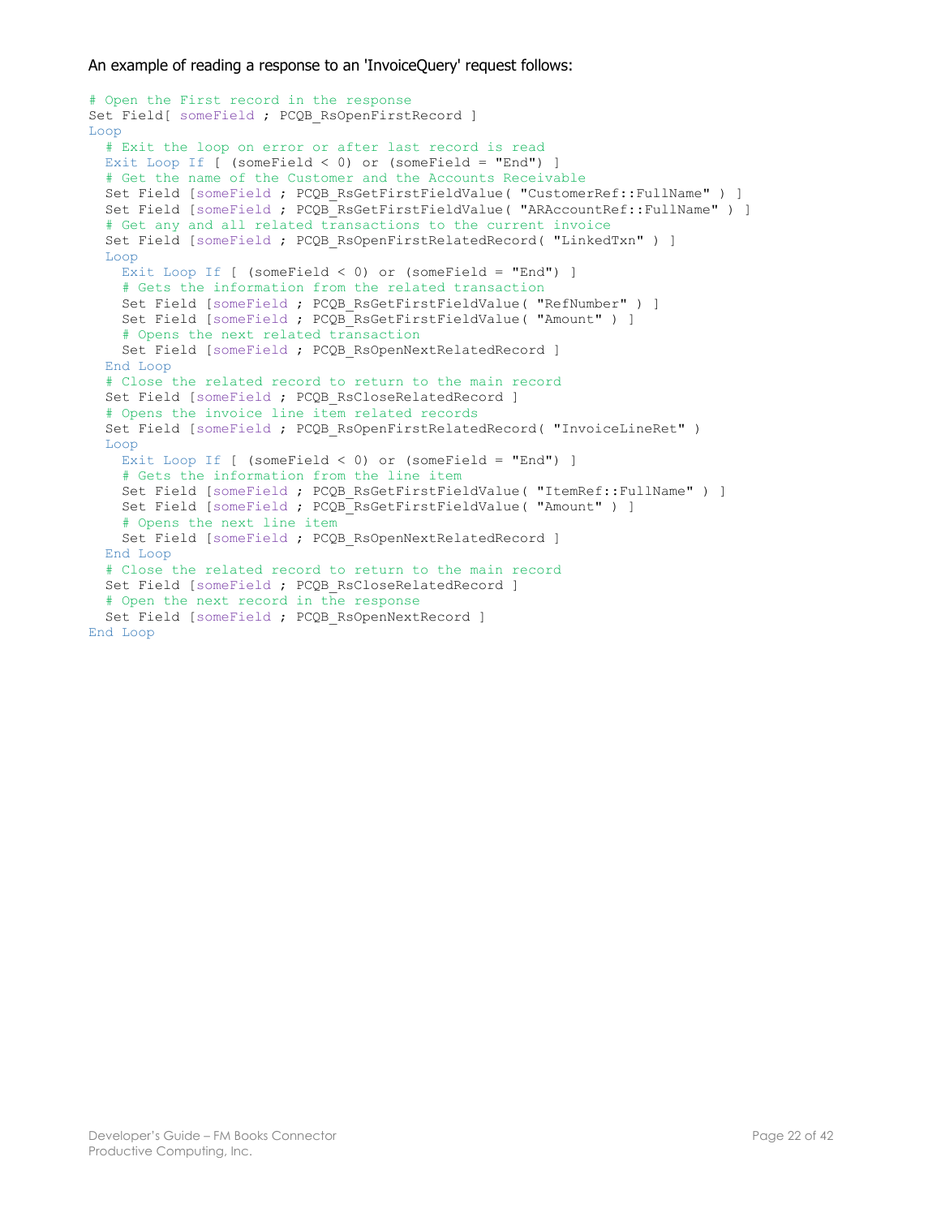An example of reading a response to an 'InvoiceQuery' request follows:

```
# Open the First record in the response
Set Field[ someField ; PCQB_RsOpenFirstRecord ]
Loop
  # Exit the loop on error or after last record is read
  Exit Loop If [ (someField < 0) or (someField = "End") ]
  # Get the name of the Customer and the Accounts Receivable
  Set Field [someField ; PCQB_RsGetFirstFieldValue( "CustomerRef::FullName" ) ]
  Set Field [someField ; PCQB_RsGetFirstFieldValue( "ARAccountRef::FullName" ) ]
  # Get any and all related transactions to the current invoice
  Set Field [someField ; PCQB_RsOpenFirstRelatedRecord( "LinkedTxn" ) ]
  Loop
    Exit Loop If [ (someField < 0) or (someField = "End") ]
    # Gets the information from the related transaction
    Set Field [someField ; PCQB_RsGetFirstFieldValue( "RefNumber" ) ]
    Set Field [someField ; PCQB_RsGetFirstFieldValue( "Amount" ) ]
    # Opens the next related transaction
    Set Field [someField ; PCQB_RsOpenNextRelatedRecord ]
  End Loop
  # Close the related record to return to the main record
  Set Field [someField ; PCQB_RsCloseRelatedRecord ]
  # Opens the invoice line item related records
  Set Field [someField ; PCQB_RsOpenFirstRelatedRecord( "InvoiceLineRet" )
  Loop
    Exit Loop If [ (someField < 0) or (someField = "End") ]
    # Gets the information from the line item
    Set Field [someField ; PCQB_RsGetFirstFieldValue( "ItemRef::FullName" ) ]
    Set Field [someField ; PCQB_RsGetFirstFieldValue( "Amount" ) ]
    # Opens the next line item
    Set Field [someField ; PCQB_RsOpenNextRelatedRecord ]
  End Loop
  # Close the related record to return to the main record
  Set Field [someField ; PCQB_RsCloseRelatedRecord ]
  # Open the next record in the response
  Set Field [someField ; PCQB_RsOpenNextRecord ]
End Loop
```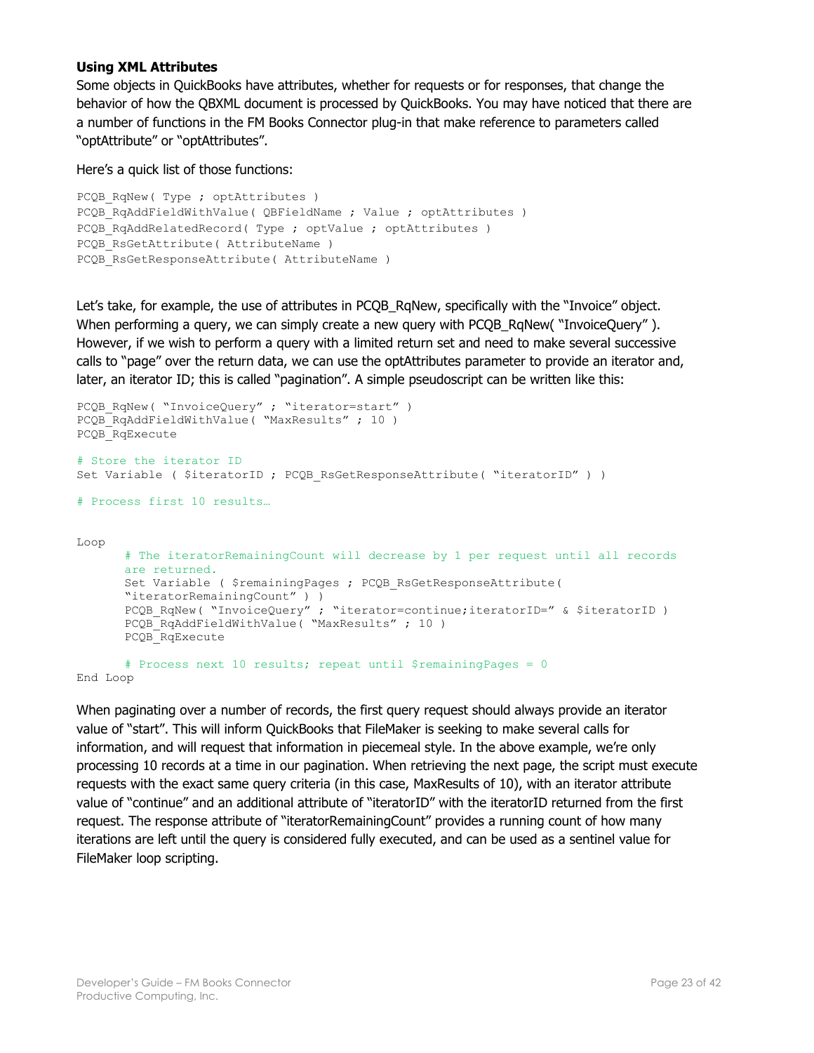**Using XML Attributes**

Some objects in QuickBooks have attributes, whether for requests or for responses, that change the behavior of how the QBXML document is processed by QuickBooks. You may have noticed that there are a number of functions in the FM Books Connector plug-in that make reference to parameters called "optAttribute" or "optAttributes".

Here's a quick list of those functions:

```
PCQB_RqNew( Type ; optAttributes )
PCQB_RqAddFieldWithValue( QBFieldName ; Value ; optAttributes )
PCQB_RqAddRelatedRecord( Type ; optValue ; optAttributes )
PCQB_RsGetAttribute( AttributeName )
PCQB_RsGetResponseAttribute( AttributeName )
```

Let's take, for example, the use of attributes in PCQB_RqNew, specifically with the "Invoice" object. When performing a query, we can simply create a new query with PCQB_RqNew( "InvoiceQuery" ). However, if we wish to perform a query with a limited return set and need to make several successive calls to "page" over the return data, we can use the optAttributes parameter to provide an iterator and, later, an iterator ID; this is called "pagination". A simple pseudoscript can be written like this:

```
PCQB_RqNew( "InvoiceQuery" ; "iterator=start" )
PCQB_RqAddFieldWithValue( "MaxResults" ; 10 )
PCQB_RqExecute

# Store the iterator ID
Set Variable ( $iteratorID ; PCQB_RsGetResponseAttribute( "iteratorID" ) )

# Process first 10 results…


Loop
       # The iteratorRemainingCount will decrease by 1 per request until all records
       are returned.
       Set Variable ( $remainingPages ; PCQB_RsGetResponseAttribute(
       "iteratorRemainingCount" ) )
       PCQB_RqNew( "InvoiceQuery" ; "iterator=continue;iteratorID=" & $iteratorID )
       PCQB_RqAddFieldWithValue( "MaxResults" ; 10 )
       PCQB_RqExecute

       # Process next 10 results; repeat until $remainingPages = 0
End Loop
```

When paginating over a number of records, the first query request should always provide an iterator value of "start". This will inform QuickBooks that FileMaker is seeking to make several calls for information, and will request that information in piecemeal style. In the above example, we're only processing 10 records at a time in our pagination. When retrieving the next page, the script must execute requests with the exact same query criteria (in this case, MaxResults of 10), with an iterator attribute value of "continue" and an additional attribute of "iteratorID" with the iteratorID returned from the first request. The response attribute of "iteratorRemainingCount" provides a running count of how many iterations are left until the query is considered fully executed, and can be used as a sentinel value for FileMaker loop scripting.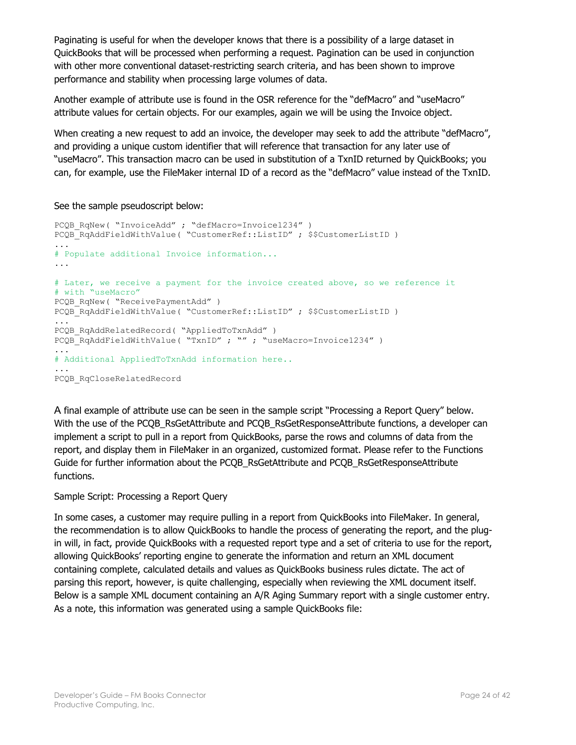Paginating is useful for when the developer knows that there is a possibility of a large dataset in QuickBooks that will be processed when performing a request. Pagination can be used in conjunction with other more conventional dataset-restricting search criteria, and has been shown to improve performance and stability when processing large volumes of data.

Another example of attribute use is found in the OSR reference for the "defMacro" and "useMacro" attribute values for certain objects. For our examples, again we will be using the Invoice object.

When creating a new request to add an invoice, the developer may seek to add the attribute "defMacro", and providing a unique custom identifier that will reference that transaction for any later use of "useMacro". This transaction macro can be used in substitution of a TxnID returned by QuickBooks; you can, for example, use the FileMaker internal ID of a record as the "defMacro" value instead of the TxnID.

See the sample pseudoscript below:

```
PCQB_RqNew( "InvoiceAdd" ; "defMacro=Invoice1234" )
PCQB_RqAddFieldWithValue( "CustomerRef::ListID" ; $$CustomerListID )
...
# Populate additional Invoice information...
...
# Later, we receive a payment for the invoice created above, so we reference it
# with "useMacro"
PCQB_RqNew( "ReceivePaymentAdd" )
PCQB_RqAddFieldWithValue( "CustomerRef::ListID" ; $$CustomerListID )
...
PCQB_RqAddRelatedRecord( "AppliedToTxnAdd" )
PCQB_RqAddFieldWithValue( "TxnID" ; "" ; "useMacro=Invoice1234" )
...
# Additional AppliedToTxnAdd information here..
...
PCQB_RqCloseRelatedRecord
```

A final example of attribute use can be seen in the sample script "Processing a Report Query" below. With the use of the PCQB_RsGetAttribute and PCQB_RsGetResponseAttribute functions, a developer can implement a script to pull in a report from QuickBooks, parse the rows and columns of data from the report, and display them in FileMaker in an organized, customized format. Please refer to the Functions Guide for further information about the PCQB_RsGetAttribute and PCQB_RsGetResponseAttribute functions.

Sample Script: Processing a Report Query

In some cases, a customer may require pulling in a report from QuickBooks into FileMaker. In general, the recommendation is to allow QuickBooks to handle the process of generating the report, and the plug-in will, in fact, provide QuickBooks with a requested report type and a set of criteria to use for the report, allowing QuickBooks' reporting engine to generate the information and return an XML document containing complete, calculated details and values as QuickBooks business rules dictate. The act of parsing this report, however, is quite challenging, especially when reviewing the XML document itself. Below is a sample XML document containing an A/R Aging Summary report with a single customer entry. As a note, this information was generated using a sample QuickBooks file: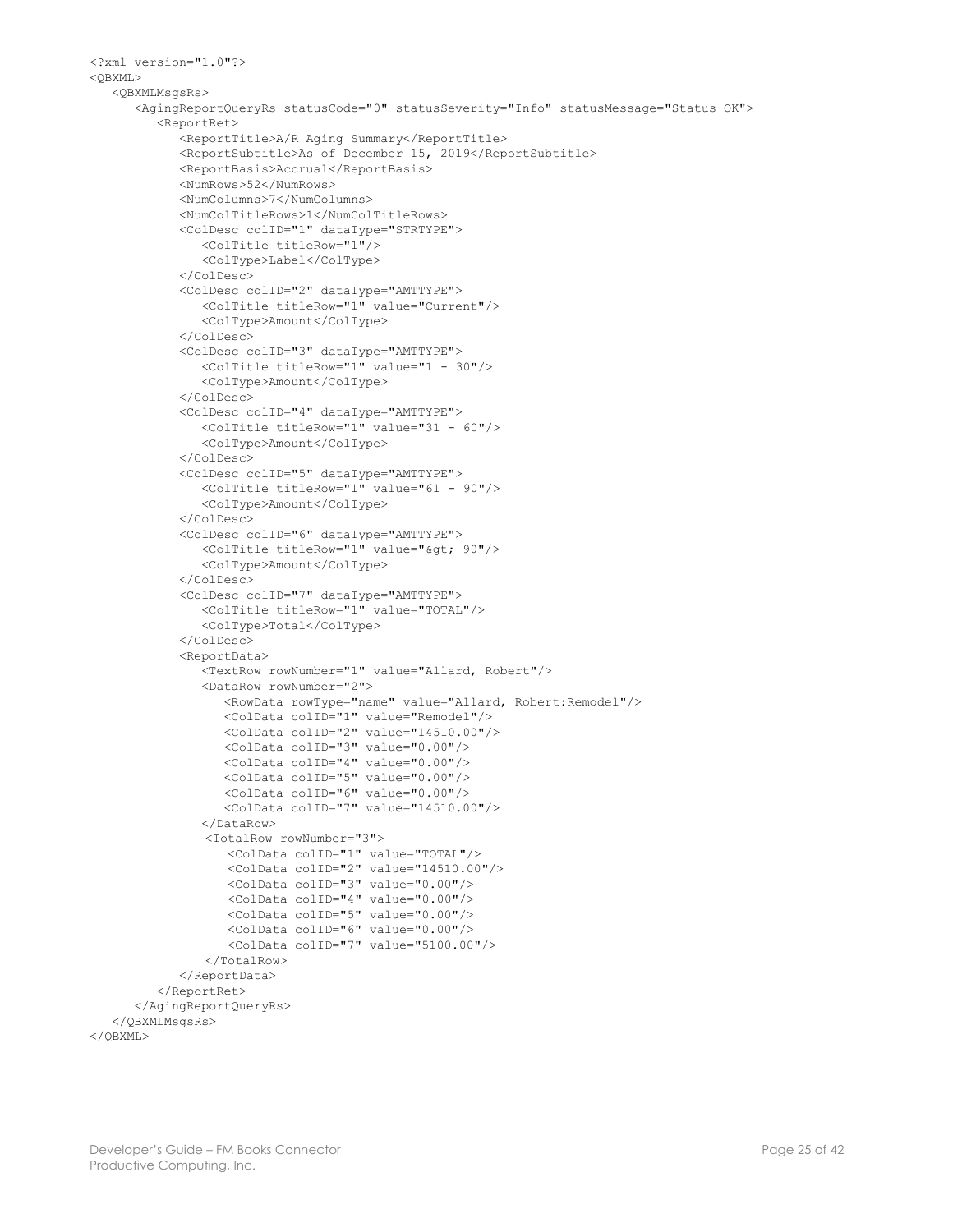```xml
<?xml version="1.0"?>
<QBXML>
   <QBXMLMsgsRs>
      <AgingReportQueryRs statusCode="0" statusSeverity="Info" statusMessage="Status OK">
         <ReportRet>
            <ReportTitle>A/R Aging Summary</ReportTitle>
            <ReportSubtitle>As of December 15, 2019</ReportSubtitle>
            <ReportBasis>Accrual</ReportBasis>
            <NumRows>52</NumRows>
            <NumColumns>7</NumColumns>
            <NumColTitleRows>1</NumColTitleRows>
            <ColDesc colID="1" dataType="STRTYPE">
               <ColTitle titleRow="1"/>
               <ColType>Label</ColType>
            </ColDesc>
            <ColDesc colID="2" dataType="AMTTYPE">
               <ColTitle titleRow="1" value="Current"/>
               <ColType>Amount</ColType>
            </ColDesc>
            <ColDesc colID="3" dataType="AMTTYPE">
               <ColTitle titleRow="1" value="1 - 30"/>
               <ColType>Amount</ColType>
            </ColDesc>
            <ColDesc colID="4" dataType="AMTTYPE">
               <ColTitle titleRow="1" value="31 - 60"/>
               <ColType>Amount</ColType>
            </ColDesc>
            <ColDesc colID="5" dataType="AMTTYPE">
               <ColTitle titleRow="1" value="61 - 90"/>
               <ColType>Amount</ColType>
            </ColDesc>
            <ColDesc colID="6" dataType="AMTTYPE">
               <ColTitle titleRow="1" value="&gt; 90"/>
               <ColType>Amount</ColType>
            </ColDesc>
            <ColDesc colID="7" dataType="AMTTYPE">
               <ColTitle titleRow="1" value="TOTAL"/>
               <ColType>Total</ColType>
            </ColDesc>
            <ReportData>
               <TextRow rowNumber="1" value="Allard, Robert"/>
               <DataRow rowNumber="2">
                  <RowData rowType="name" value="Allard, Robert:Remodel"/>
                  <ColData colID="1" value="Remodel"/>
                  <ColData colID="2" value="14510.00"/>
                  <ColData colID="3" value="0.00"/>
                  <ColData colID="4" value="0.00"/>
                  <ColData colID="5" value="0.00"/>
                  <ColData colID="6" value="0.00"/>
                  <ColData colID="7" value="14510.00"/>
               </DataRow>
                <TotalRow rowNumber="3">
                   <ColData colID="1" value="TOTAL"/>
                   <ColData colID="2" value="14510.00"/>
                   <ColData colID="3" value="0.00"/>
                   <ColData colID="4" value="0.00"/>
                   <ColData colID="5" value="0.00"/>
                   <ColData colID="6" value="0.00"/>
                   <ColData colID="7" value="5100.00"/>
                </TotalRow>
            </ReportData>
         </ReportRet>
      </AgingReportQueryRs>
   </QBXMLMsgsRs>
</QBXML>
```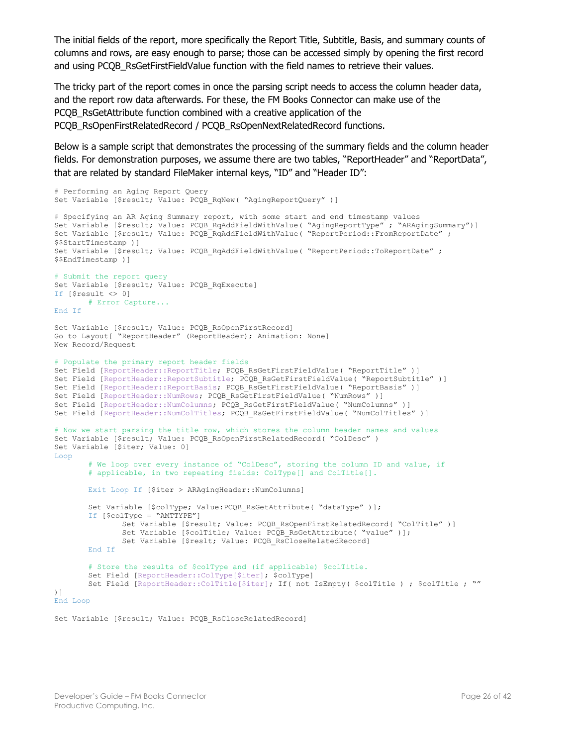The initial fields of the report, more specifically the Report Title, Subtitle, Basis, and summary counts of columns and rows, are easy enough to parse; those can be accessed simply by opening the first record and using PCQB_RsGetFirstFieldValue function with the field names to retrieve their values.

The tricky part of the report comes in once the parsing script needs to access the column header data, and the report row data afterwards. For these, the FM Books Connector can make use of the PCQB_RsGetAttribute function combined with a creative application of the PCQB_RsOpenFirstRelatedRecord / PCQB_RsOpenNextRelatedRecord functions.

Below is a sample script that demonstrates the processing of the summary fields and the column header fields. For demonstration purposes, we assume there are two tables, “ReportHeader” and “ReportData”, that are related by standard FileMaker internal keys, “ID” and “Header ID”:

```
# Performing an Aging Report Query
Set Variable [$result; Value: PCQB_RqNew( “AgingReportQuery” )]

# Specifying an AR Aging Summary report, with some start and end timestamp values
Set Variable [$result; Value: PCQB_RqAddFieldWithValue( “AgingReportType” ; “ARAgingSummary”)]
Set Variable [$result; Value: PCQB_RqAddFieldWithValue( “ReportPeriod::FromReportDate” ;
$$StartTimestamp )]
Set Variable [$result; Value: PCQB_RqAddFieldWithValue( “ReportPeriod::ToReportDate” ;
$$EndTimestamp )]

# Submit the report query
Set Variable [$result; Value: PCQB_RqExecute]
If [$result <> 0]
        # Error Capture...
End If

Set Variable [$result; Value: PCQB_RsOpenFirstRecord]
Go to Layout[ “ReportHeader” (ReportHeader); Animation: None]
New Record/Request

# Populate the primary report header fields
Set Field [ReportHeader::ReportTitle; PCQB_RsGetFirstFieldValue( “ReportTitle” )]
Set Field [ReportHeader::ReportSubtitle; PCQB_RsGetFirstFieldValue( “ReportSubtitle” )]
Set Field [ReportHeader::ReportBasis; PCQB_RsGetFirstFieldValue( “ReportBasis” )]
Set Field [ReportHeader::NumRows; PCQB_RsGetFirstFieldValue( “NumRows” )]
Set Field [ReportHeader::NumColumns; PCQB_RsGetFirstFieldValue( “NumColumns” )]
Set Field [ReportHeader::NumColTitles; PCQB_RsGetFirstFieldValue( “NumColTitles” )]

# Now we start parsing the title row, which stores the column header names and values
Set Variable [$result; Value: PCQB_RsOpenFirstRelatedRecord( “ColDesc” )
Set Variable [$iter; Value: 0]
Loop
        # We loop over every instance of “ColDesc”, storing the column ID and value, if
        # applicable, in two repeating fields: ColType[] and ColTitle[].

        Exit Loop If [$iter > ARAgingHeader::NumColumns]

        Set Variable [$colType; Value:PCQB_RsGetAttribute( “dataType” )];
        If [$colType = “AMTTYPE”]
                Set Variable [$result; Value: PCQB_RsOpenFirstRelatedRecord( “ColTitle” )]
                Set Variable [$colTitle; Value: PCQB_RsGetAttribute( “value” )];
                Set Variable [$reslt; Value: PCQB_RsCloseRelatedRecord]
        End If

        # Store the results of $colType and (if applicable) $colTitle.
        Set Field [ReportHeader::ColType[$iter]; $colType]
        Set Field [ReportHeader::ColTitle[$iter]; If( not IsEmpty( $colTitle ) ; $colTitle ; “”
)]
End Loop

Set Variable [$result; Value: PCQB_RsCloseRelatedRecord]
```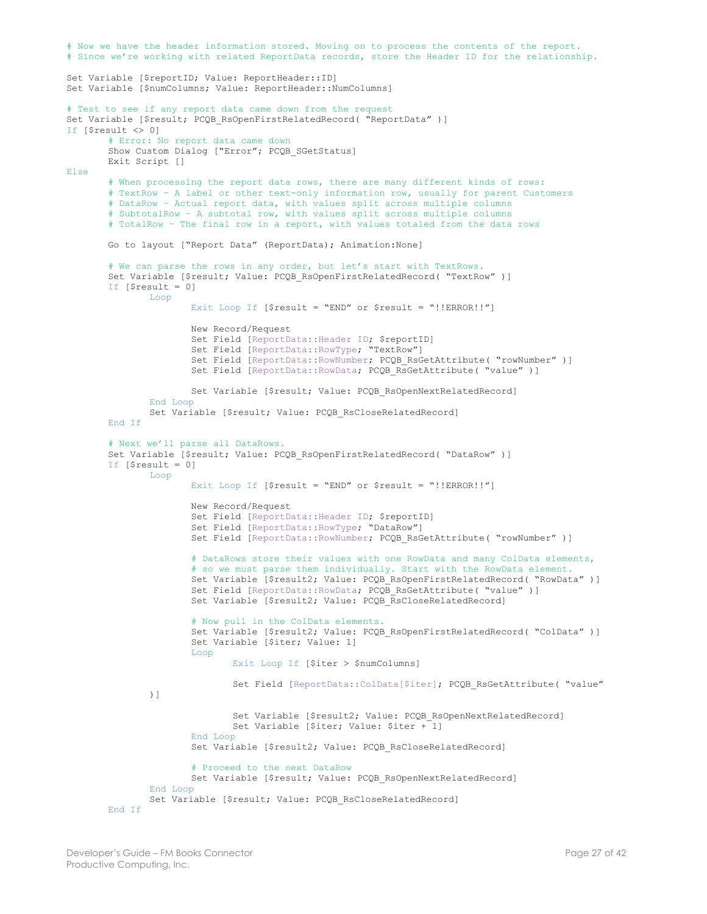```
# Now we have the header information stored. Moving on to process the contents of the report.
# Since we're working with related ReportData records, store the Header ID for the relationship.

Set Variable [$reportID; Value: ReportHeader::ID]
Set Variable [$numColumns; Value: ReportHeader::NumColumns]

# Test to see if any report data came down from the request
Set Variable [$result; PCQB_RsOpenFirstRelatedRecord( "ReportData" )]
If [$result <> 0]
        # Error: No report data came down
        Show Custom Dialog ["Error"; PCQB_SGetStatus]
        Exit Script []
Else
        # When processing the report data rows, there are many different kinds of rows:
        # TextRow - A label or other text-only information row, usually for parent Customers
        # DataRow - Actual report data, with values split across multiple columns
        # SubtotalRow - A subtotal row, with values split across multiple columns
        # TotalRow - The final row in a report, with values totaled from the data rows

        Go to layout ["Report Data" (ReportData); Animation:None]

        # We can parse the rows in any order, but let's start with TextRows.
        Set Variable [$result; Value: PCQB_RsOpenFirstRelatedRecord( "TextRow" )]
        If [$result = 0]
                Loop
                        Exit Loop If [$result = "END" or $result = "!!ERROR!!"]

                        New Record/Request
                        Set Field [ReportData::Header ID; $reportID]
                        Set Field [ReportData::RowType; "TextRow"]
                        Set Field [ReportData::RowNumber; PCQB_RsGetAttribute( "rowNumber" )]
                        Set Field [ReportData::RowData; PCQB_RsGetAttribute( "value" )]

                        Set Variable [$result; Value: PCQB_RsOpenNextRelatedRecord]
                End Loop
                Set Variable [$result; Value: PCQB_RsCloseRelatedRecord]
        End If

        # Next we'll parse all DataRows.
        Set Variable [$result; Value: PCQB_RsOpenFirstRelatedRecord( "DataRow" )]
        If [$result = 0]
                Loop
                        Exit Loop If [$result = "END" or $result = "!!ERROR!!"]

                        New Record/Request
                        Set Field [ReportData::Header ID; $reportID]
                        Set Field [ReportData::RowType; "DataRow"]
                        Set Field [ReportData::RowNumber; PCQB_RsGetAttribute( "rowNumber" )]

                        # DataRows store their values with one RowData and many ColData elements,
                        # so we must parse them individually. Start with the RowData element.
                        Set Variable [$result2; Value: PCQB_RsOpenFirstRelatedRecord( "RowData" )]
                        Set Field [ReportData::RowData; PCQB_RsGetAttribute( "value" )]
                        Set Variable [$result2; Value: PCQB_RsCloseRelatedRecord]

                        # Now pull in the ColData elements.
                        Set Variable [$result2; Value: PCQB_RsOpenFirstRelatedRecord( "ColData" )]
                        Set Variable [$iter; Value: 1]
                        Loop
                                Exit Loop If [$iter > $numColumns]

                                Set Field [ReportData::ColData[$iter]; PCQB_RsGetAttribute( "value"
                )]

                                Set Variable [$result2; Value: PCQB_RsOpenNextRelatedRecord]
                                Set Variable [$iter; Value: $iter + 1]
                        End Loop
                        Set Variable [$result2; Value: PCQB_RsCloseRelatedRecord]

                        # Proceed to the next DataRow
                        Set Variable [$result; Value: PCQB_RsOpenNextRelatedRecord]
                End Loop
                Set Variable [$result; Value: PCQB_RsCloseRelatedRecord]
        End If
```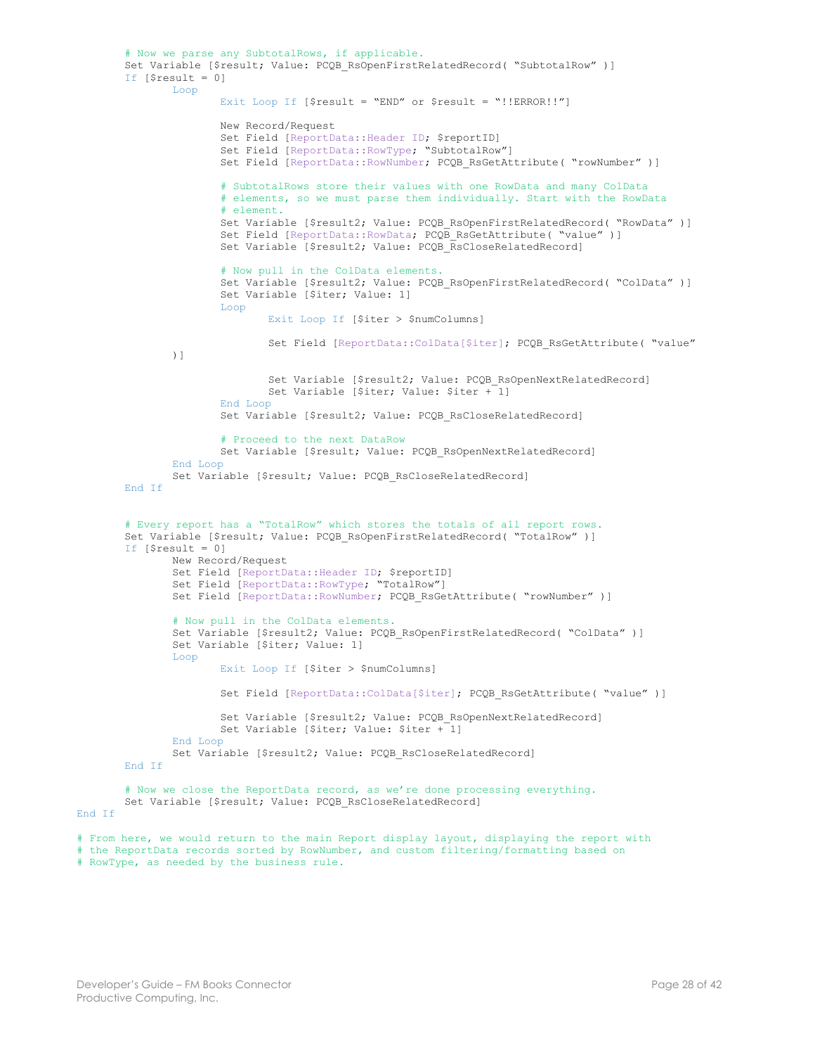```
        # Now we parse any SubtotalRows, if applicable.
        Set Variable [$result; Value: PCQB_RsOpenFirstRelatedRecord( "SubtotalRow" )]
        If [$result = 0]
                Loop
                        Exit Loop If [$result = "END" or $result = "!!ERROR!!"]

                        New Record/Request
                        Set Field [ReportData::Header ID; $reportID]
                        Set Field [ReportData::RowType; "SubtotalRow"]
                        Set Field [ReportData::RowNumber; PCQB_RsGetAttribute( "rowNumber" )]

                        # SubtotalRows store their values with one RowData and many ColData
                        # elements, so we must parse them individually. Start with the RowData
                        # element.
                        Set Variable [$result2; Value: PCQB_RsOpenFirstRelatedRecord( "RowData" )]
                        Set Field [ReportData::RowData; PCQB_RsGetAttribute( "value" )]
                        Set Variable [$result2; Value: PCQB_RsCloseRelatedRecord]

                        # Now pull in the ColData elements.
                        Set Variable [$result2; Value: PCQB_RsOpenFirstRelatedRecord( "ColData" )]
                        Set Variable [$iter; Value: 1]
                        Loop
                                Exit Loop If [$iter > $numColumns]

                                Set Field [ReportData::ColData[$iter]; PCQB_RsGetAttribute( "value"
                )]

                                Set Variable [$result2; Value: PCQB_RsOpenNextRelatedRecord]
                                Set Variable [$iter; Value: $iter + 1]
                        End Loop
                        Set Variable [$result2; Value: PCQB_RsCloseRelatedRecord]

                        # Proceed to the next DataRow
                        Set Variable [$result; Value: PCQB_RsOpenNextRelatedRecord]
                End Loop
                Set Variable [$result; Value: PCQB_RsCloseRelatedRecord]
        End If


        # Every report has a "TotalRow" which stores the totals of all report rows.
        Set Variable [$result; Value: PCQB_RsOpenFirstRelatedRecord( "TotalRow" )]
        If [$result = 0]
                New Record/Request
                Set Field [ReportData::Header ID; $reportID]
                Set Field [ReportData::RowType; "TotalRow"]
                Set Field [ReportData::RowNumber; PCQB_RsGetAttribute( "rowNumber" )]

                # Now pull in the ColData elements.
                Set Variable [$result2; Value: PCQB_RsOpenFirstRelatedRecord( "ColData" )]
                Set Variable [$iter; Value: 1]
                Loop
                        Exit Loop If [$iter > $numColumns]

                        Set Field [ReportData::ColData[$iter]; PCQB_RsGetAttribute( "value" )]

                        Set Variable [$result2; Value: PCQB_RsOpenNextRelatedRecord]
                        Set Variable [$iter; Value: $iter + 1]
                End Loop
                Set Variable [$result2; Value: PCQB_RsCloseRelatedRecord]
        End If

        # Now we close the ReportData record, as we're done processing everything.
        Set Variable [$result; Value: PCQB_RsCloseRelatedRecord]
End If

# From here, we would return to the main Report display layout, displaying the report with
# the ReportData records sorted by RowNumber, and custom filtering/formatting based on
# RowType, as needed by the business rule.
```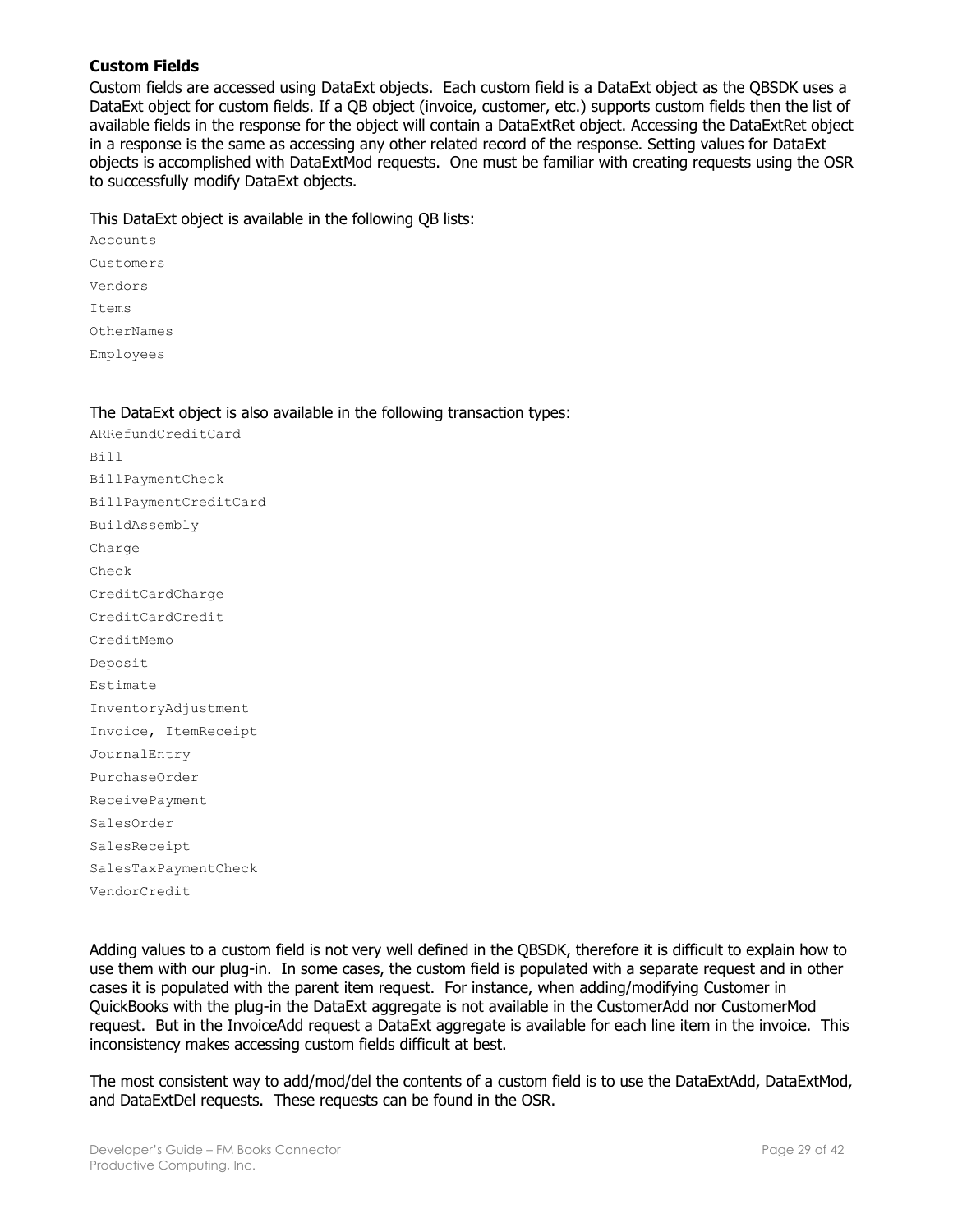### Custom Fields

Custom fields are accessed using DataExt objects. Each custom field is a DataExt object as the QBSDK uses a DataExt object for custom fields. If a QB object (invoice, customer, etc.) supports custom fields then the list of available fields in the response for the object will contain a DataExtRet object. Accessing the DataExtRet object in a response is the same as accessing any other related record of the response. Setting values for DataExt objects is accomplished with DataExtMod requests. One must be familiar with creating requests using the OSR to successfully modify DataExt objects.

This DataExt object is available in the following QB lists:

```
Accounts
Customers
Vendors
Items
OtherNames
Employees
```

The DataExt object is also available in the following transaction types:

```
ARRefundCreditCard
Bill
BillPaymentCheck
BillPaymentCreditCard
BuildAssembly
Charge
Check
CreditCardCharge
CreditCardCredit
CreditMemo
Deposit
Estimate
InventoryAdjustment
Invoice, ItemReceipt
JournalEntry
PurchaseOrder
ReceivePayment
SalesOrder
SalesReceipt
SalesTaxPaymentCheck
VendorCredit
```

Adding values to a custom field is not very well defined in the QBSDK, therefore it is difficult to explain how to use them with our plug-in. In some cases, the custom field is populated with a separate request and in other cases it is populated with the parent item request. For instance, when adding/modifying Customer in QuickBooks with the plug-in the DataExt aggregate is not available in the CustomerAdd nor CustomerMod request. But in the InvoiceAdd request a DataExt aggregate is available for each line item in the invoice. This inconsistency makes accessing custom fields difficult at best.

The most consistent way to add/mod/del the contents of a custom field is to use the DataExtAdd, DataExtMod, and DataExtDel requests. These requests can be found in the OSR.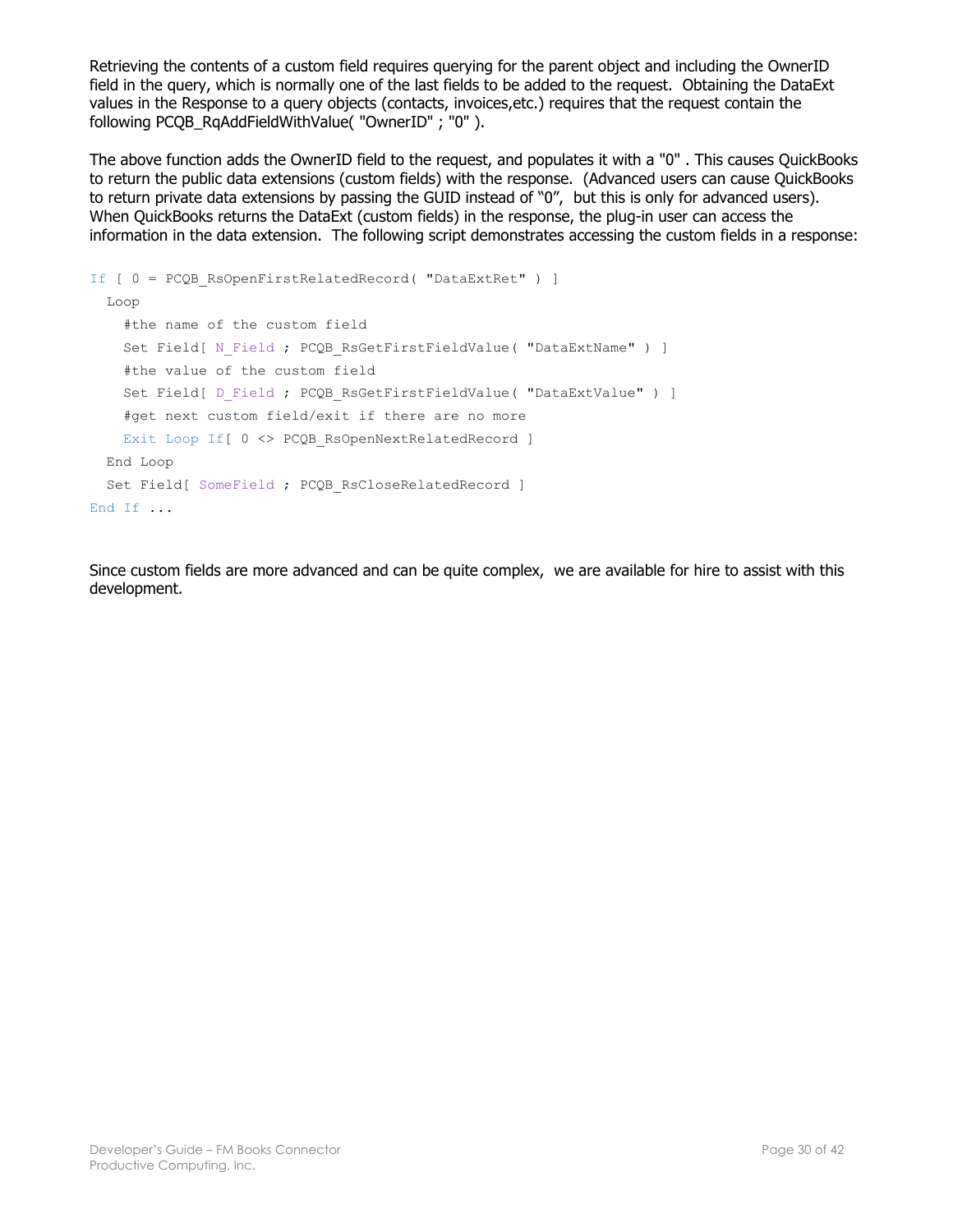Retrieving the contents of a custom field requires querying for the parent object and including the OwnerID field in the query, which is normally one of the last fields to be added to the request. Obtaining the DataExt values in the Response to a query objects (contacts, invoices,etc.) requires that the request contain the following PCQB_RqAddFieldWithValue( "OwnerID" ; "0" ).

The above function adds the OwnerID field to the request, and populates it with a "0" . This causes QuickBooks to return the public data extensions (custom fields) with the response. (Advanced users can cause QuickBooks to return private data extensions by passing the GUID instead of "0", but this is only for advanced users). When QuickBooks returns the DataExt (custom fields) in the response, the plug-in user can access the information in the data extension. The following script demonstrates accessing the custom fields in a response:

```
If [ 0 = PCQB_RsOpenFirstRelatedRecord( "DataExtRet" ) ]
  Loop
    #the name of the custom field
    Set Field[ N_Field ; PCQB_RsGetFirstFieldValue( "DataExtName" ) ]
    #the value of the custom field
    Set Field[ D_Field ; PCQB_RsGetFirstFieldValue( "DataExtValue" ) ]
    #get next custom field/exit if there are no more
    Exit Loop If[ 0 <> PCQB_RsOpenNextRelatedRecord ]
  End Loop
  Set Field[ SomeField ; PCQB_RsCloseRelatedRecord ]
End If ...
```

Since custom fields are more advanced and can be quite complex, we are available for hire to assist with this development.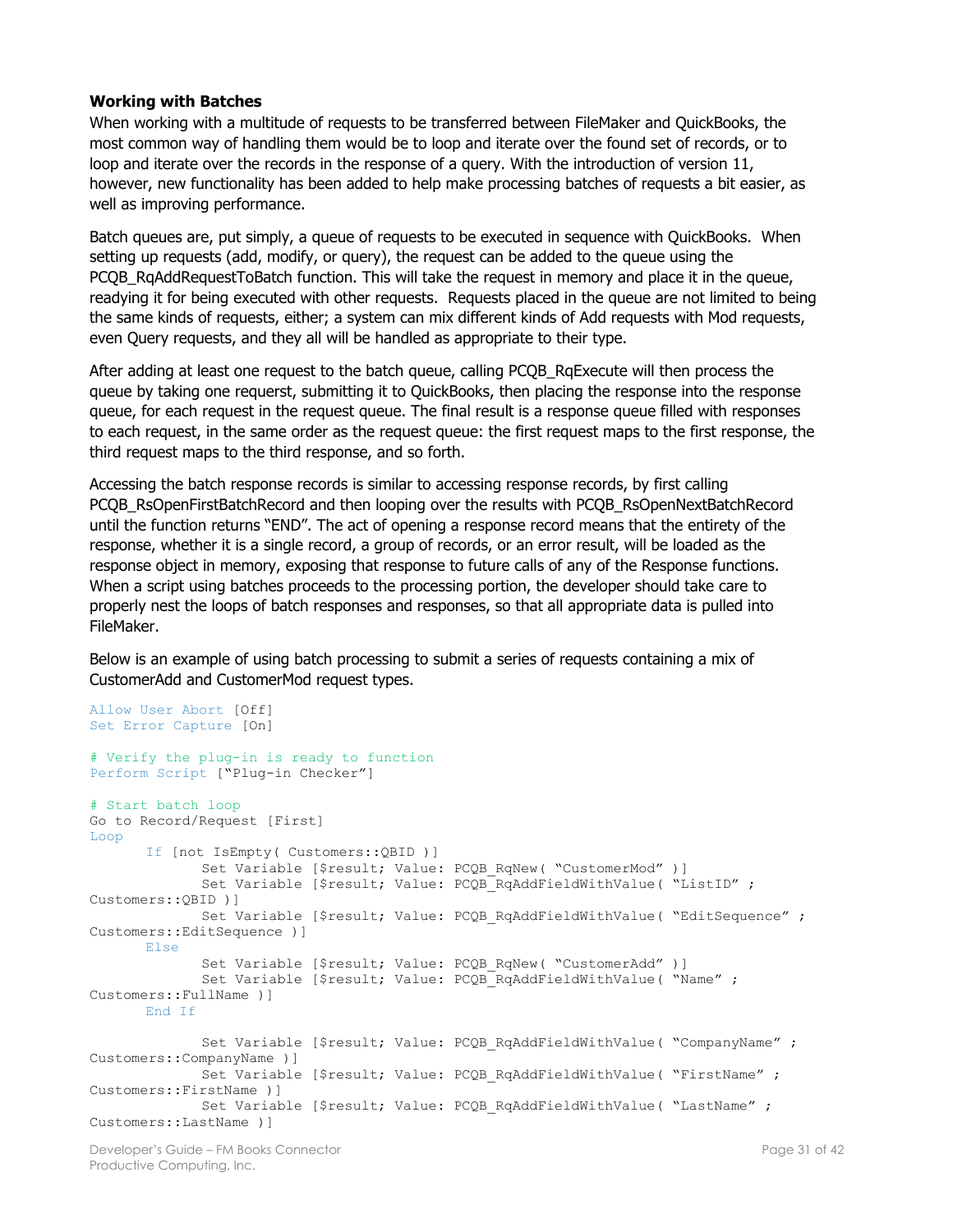**Working with Batches**

When working with a multitude of requests to be transferred between FileMaker and QuickBooks, the most common way of handling them would be to loop and iterate over the found set of records, or to loop and iterate over the records in the response of a query. With the introduction of version 11, however, new functionality has been added to help make processing batches of requests a bit easier, as well as improving performance.

Batch queues are, put simply, a queue of requests to be executed in sequence with QuickBooks. When setting up requests (add, modify, or query), the request can be added to the queue using the PCQB_RqAddRequestToBatch function. This will take the request in memory and place it in the queue, readying it for being executed with other requests. Requests placed in the queue are not limited to being the same kinds of requests, either; a system can mix different kinds of Add requests with Mod requests, even Query requests, and they all will be handled as appropriate to their type.

After adding at least one request to the batch queue, calling PCQB_RqExecute will then process the queue by taking one requerst, submitting it to QuickBooks, then placing the response into the response queue, for each request in the request queue. The final result is a response queue filled with responses to each request, in the same order as the request queue: the first request maps to the first response, the third request maps to the third response, and so forth.

Accessing the batch response records is similar to accessing response records, by first calling PCQB_RsOpenFirstBatchRecord and then looping over the results with PCQB_RsOpenNextBatchRecord until the function returns "END". The act of opening a response record means that the entirety of the response, whether it is a single record, a group of records, or an error result, will be loaded as the response object in memory, exposing that response to future calls of any of the Response functions. When a script using batches proceeds to the processing portion, the developer should take care to properly nest the loops of batch responses and responses, so that all appropriate data is pulled into FileMaker.

Below is an example of using batch processing to submit a series of requests containing a mix of CustomerAdd and CustomerMod request types.

```
Allow User Abort [Off]
Set Error Capture [On]

# Verify the plug-in is ready to function
Perform Script ["Plug-in Checker"]

# Start batch loop
Go to Record/Request [First]
Loop
	If [not IsEmpty( Customers::QBID )]
		Set Variable [$result; Value: PCQB_RqNew( "CustomerMod" )]
		Set Variable [$result; Value: PCQB_RqAddFieldWithValue( "ListID" ;
Customers::QBID )]
		Set Variable [$result; Value: PCQB_RqAddFieldWithValue( "EditSequence" ;
Customers::EditSequence )]
	Else
		Set Variable [$result; Value: PCQB_RqNew( "CustomerAdd" )]
		Set Variable [$result; Value: PCQB_RqAddFieldWithValue( "Name" ;
Customers::FullName )]
	End If

		Set Variable [$result; Value: PCQB_RqAddFieldWithValue( "CompanyName" ;
Customers::CompanyName )]
		Set Variable [$result; Value: PCQB_RqAddFieldWithValue( "FirstName" ;
Customers::FirstName )]
		Set Variable [$result; Value: PCQB_RqAddFieldWithValue( "LastName" ;
Customers::LastName )]
```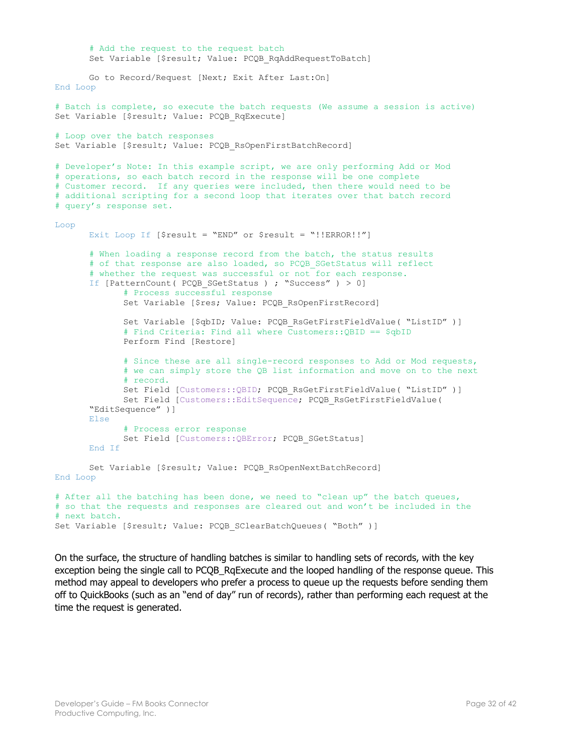```
	# Add the request to the request batch
	Set Variable [$result; Value: PCQB_RqAddRequestToBatch]

	Go to Record/Request [Next; Exit After Last:On]
End Loop

# Batch is complete, so execute the batch requests (We assume a session is active)
Set Variable [$result; Value: PCQB_RqExecute]

# Loop over the batch responses
Set Variable [$result; Value: PCQB_RsOpenFirstBatchRecord]

# Developer's Note: In this example script, we are only performing Add or Mod
# operations, so each batch record in the response will be one complete
# Customer record.  If any queries were included, then there would need to be
# additional scripting for a second loop that iterates over that batch record
# query's response set.

Loop
	Exit Loop If [$result = "END" or $result = "!!ERROR!!"]

	# When loading a response record from the batch, the status results
	# of that response are also loaded, so PCQB_SGetStatus will reflect
	# whether the request was successful or not for each response.
	If [PatternCount( PCQB_SGetStatus ) ; "Success" ) > 0]
		# Process successful response
		Set Variable [$res; Value: PCQB_RsOpenFirstRecord]

		Set Variable [$qbID; Value: PCQB_RsGetFirstFieldValue( "ListID" )]
		# Find Criteria: Find all where Customers::QBID == $qbID
		Perform Find [Restore]

		# Since these are all single-record responses to Add or Mod requests,
		# we can simply store the QB list information and move on to the next
		# record.
		Set Field [Customers::QBID; PCQB_RsGetFirstFieldValue( "ListID" )]
		Set Field [Customers::EditSequence; PCQB_RsGetFirstFieldValue(
	"EditSequence" )]
	Else
		# Process error response
		Set Field [Customers::QBError; PCQB_SGetStatus]
	End If

	Set Variable [$result; Value: PCQB_RsOpenNextBatchRecord]
End Loop

# After all the batching has been done, we need to "clean up" the batch queues,
# so that the requests and responses are cleared out and won't be included in the
# next batch.
Set Variable [$result; Value: PCQB_SClearBatchQueues( "Both" )]
```

On the surface, the structure of handling batches is similar to handling sets of records, with the key exception being the single call to PCQB_RqExecute and the looped handling of the response queue. This method may appeal to developers who prefer a process to queue up the requests before sending them off to QuickBooks (such as an "end of day" run of records), rather than performing each request at the time the request is generated.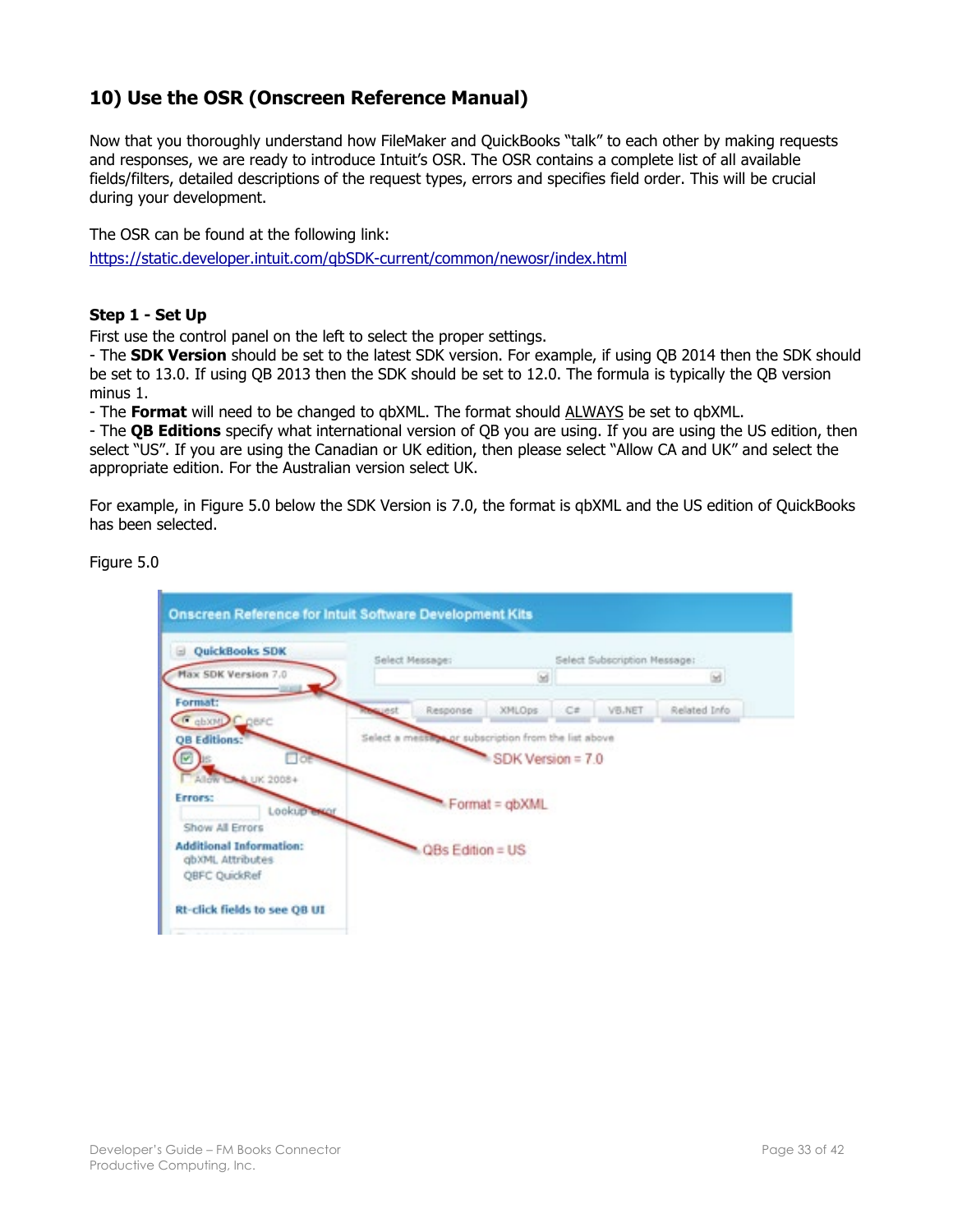## 10) Use the OSR (Onscreen Reference Manual)

Now that you thoroughly understand how FileMaker and QuickBooks "talk" to each other by making requests and responses, we are ready to introduce Intuit's OSR. The OSR contains a complete list of all available fields/filters, detailed descriptions of the request types, errors and specifies field order. This will be crucial during your development.

The OSR can be found at the following link:
https://static.developer.intuit.com/qbSDK-current/common/newosr/index.html

**Step 1 - Set Up**
First use the control panel on the left to select the proper settings.
- The **SDK Version** should be set to the latest SDK version. For example, if using QB 2014 then the SDK should be set to 13.0. If using QB 2013 then the SDK should be set to 12.0. The formula is typically the QB version minus 1.
- The **Format** will need to be changed to qbXML. The format should ALWAYS be set to qbXML.
- The **QB Editions** specify what international version of QB you are using. If you are using the US edition, then select "US". If you are using the Canadian or UK edition, then please select "Allow CA and UK" and select the appropriate edition. For the Australian version select UK.

For example, in Figure 5.0 below the SDK Version is 7.0, the format is qbXML and the US edition of QuickBooks has been selected.

Figure 5.0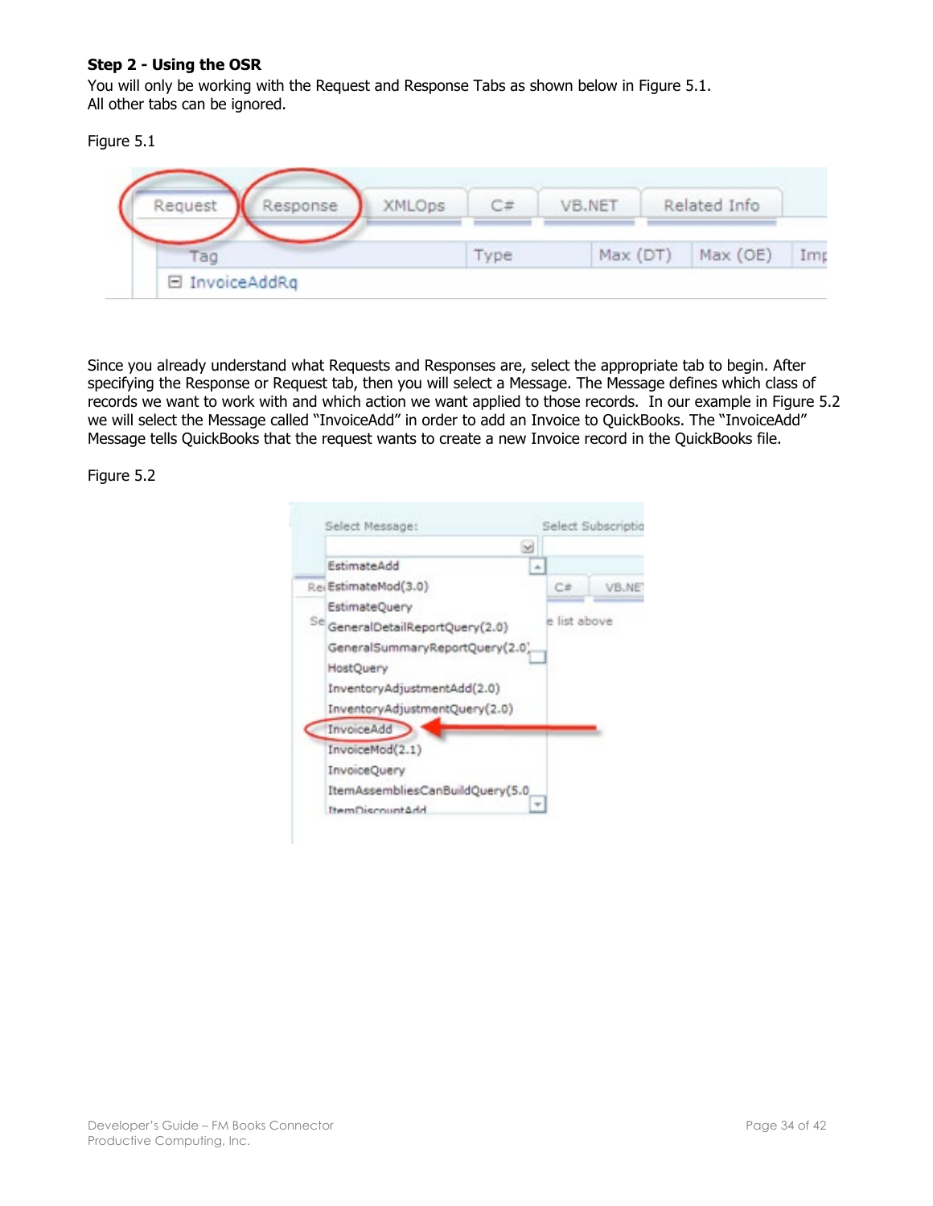**Step 2 - Using the OSR**

You will only be working with the Request and Response Tabs as shown below in Figure 5.1. All other tabs can be ignored.

Figure 5.1

Since you already understand what Requests and Responses are, select the appropriate tab to begin. After specifying the Response or Request tab, then you will select a Message. The Message defines which class of records we want to work with and which action we want applied to those records. In our example in Figure 5.2 we will select the Message called "InvoiceAdd" in order to add an Invoice to QuickBooks. The "InvoiceAdd" Message tells QuickBooks that the request wants to create a new Invoice record in the QuickBooks file.

Figure 5.2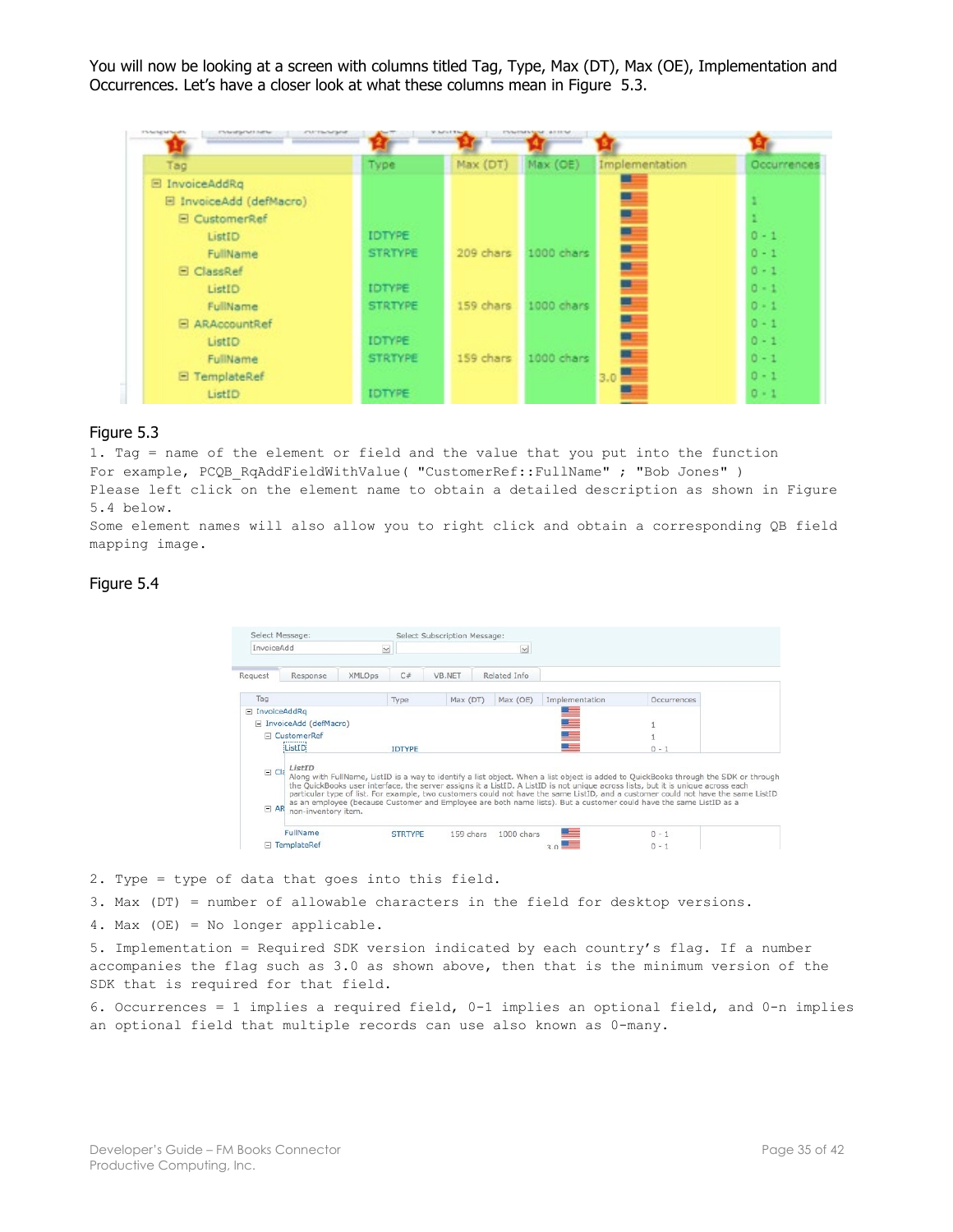You will now be looking at a screen with columns titled Tag, Type, Max (DT), Max (OE), Implementation and Occurrences. Let's have a closer look at what these columns mean in Figure 5.3.

Figure 5.3

1. Tag = name of the element or field and the value that you put into the function

For example, PCQB_RqAddFieldWithValue( "CustomerRef::FullName" ; "Bob Jones" )

Please left click on the element name to obtain a detailed description as shown in Figure 5.4 below.

Some element names will also allow you to right click and obtain a corresponding QB field mapping image.

Figure 5.4

2. Type = type of data that goes into this field.

3. Max (DT) = number of allowable characters in the field for desktop versions.

4. Max (OE) = No longer applicable.

5. Implementation = Required SDK version indicated by each country's flag. If a number accompanies the flag such as 3.0 as shown above, then that is the minimum version of the SDK that is required for that field.

6. Occurrences = 1 implies a required field, 0-1 implies an optional field, and 0-n implies an optional field that multiple records can use also known as 0-many.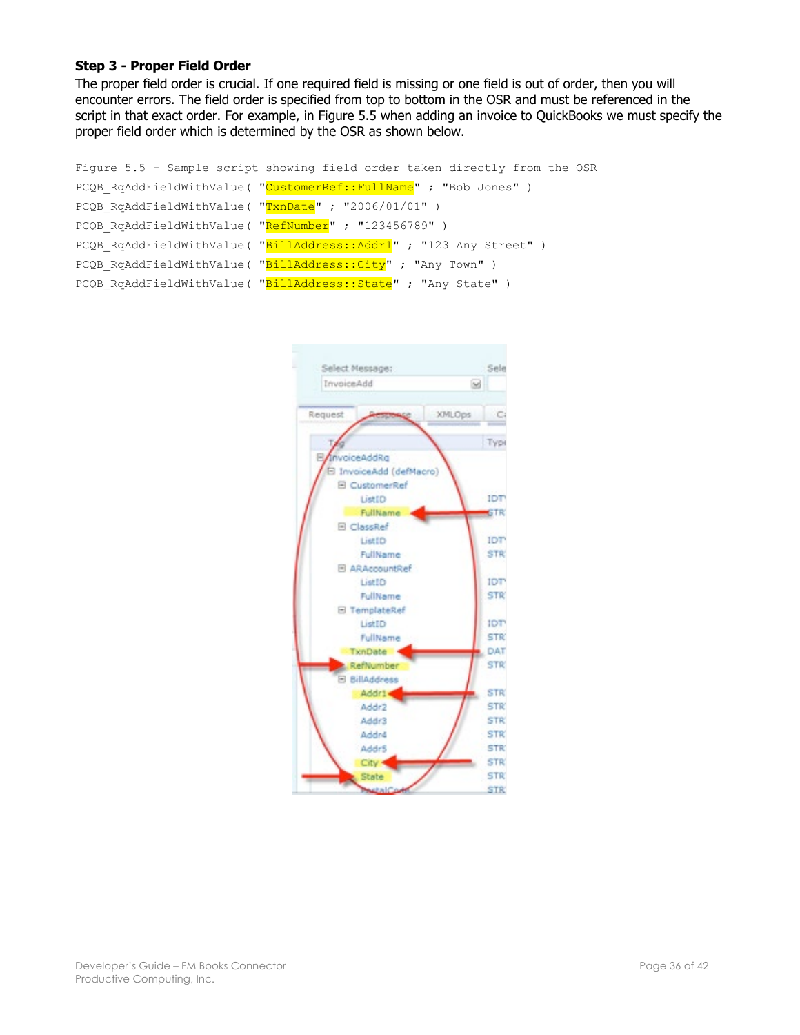### Step 3 - Proper Field Order

The proper field order is crucial. If one required field is missing or one field is out of order, then you will encounter errors. The field order is specified from top to bottom in the OSR and must be referenced in the script in that exact order. For example, in Figure 5.5 when adding an invoice to QuickBooks we must specify the proper field order which is determined by the OSR as shown below.

```
Figure 5.5 - Sample script showing field order taken directly from the OSR
PCQB_RqAddFieldWithValue( "CustomerRef::FullName" ; "Bob Jones" )
PCQB_RqAddFieldWithValue( "TxnDate" ; "2006/01/01" )
PCQB_RqAddFieldWithValue( "RefNumber" ; "123456789" )
PCQB_RqAddFieldWithValue( "BillAddress::Addr1" ; "123 Any Street" )
PCQB_RqAddFieldWithValue( "BillAddress::City" ; "Any Town" )
PCQB_RqAddFieldWithValue( "BillAddress::State" ; "Any State" )
```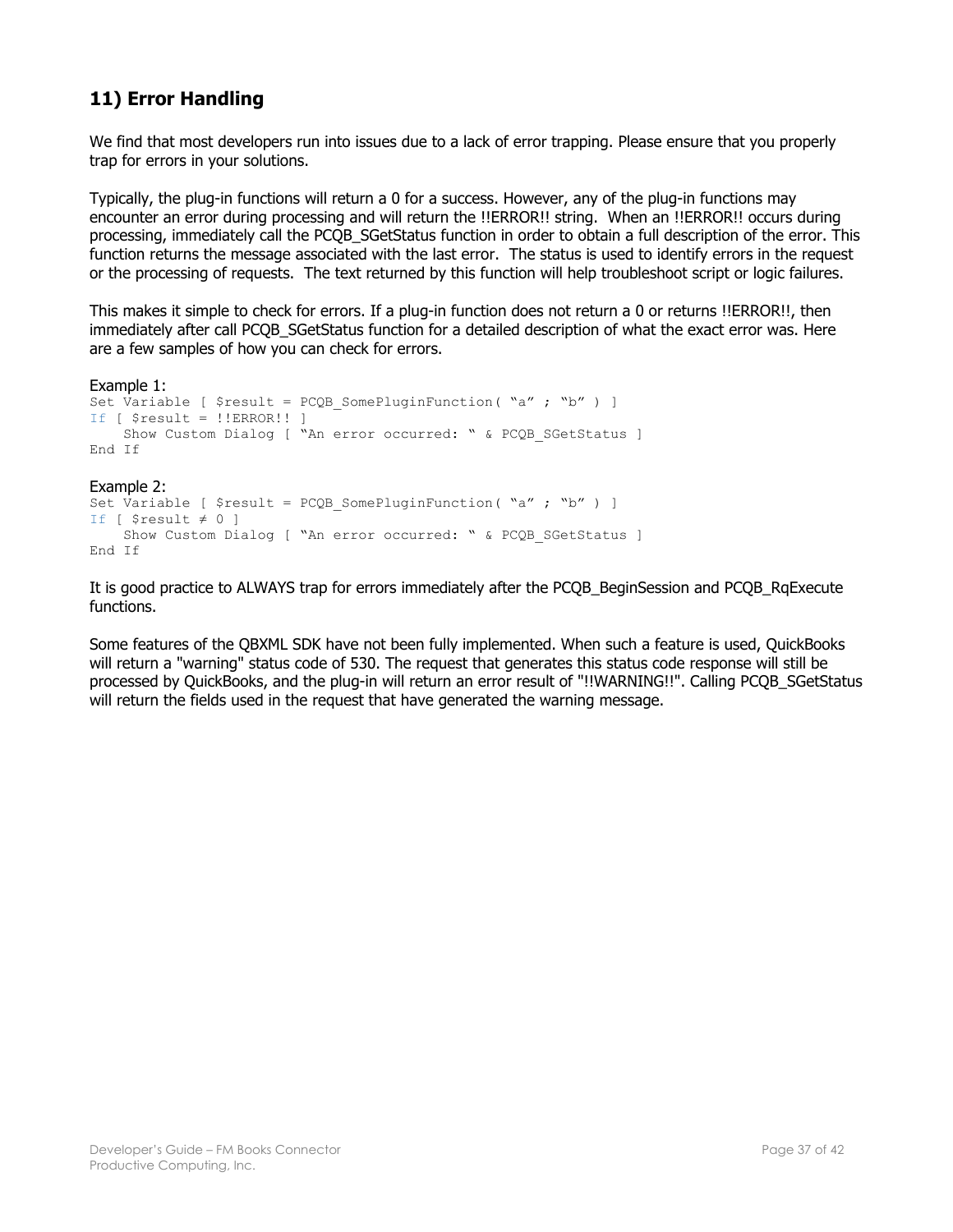## 11) Error Handling

We find that most developers run into issues due to a lack of error trapping. Please ensure that you properly trap for errors in your solutions.

Typically, the plug-in functions will return a 0 for a success. However, any of the plug-in functions may encounter an error during processing and will return the !!ERROR!! string. When an !!ERROR!! occurs during processing, immediately call the PCQB_SGetStatus function in order to obtain a full description of the error. This function returns the message associated with the last error. The status is used to identify errors in the request or the processing of requests. The text returned by this function will help troubleshoot script or logic failures.

This makes it simple to check for errors. If a plug-in function does not return a 0 or returns !!ERROR!!, then immediately after call PCQB_SGetStatus function for a detailed description of what the exact error was. Here are a few samples of how you can check for errors.

Example 1:

```
Set Variable [ $result = PCQB_SomePluginFunction( "a" ; "b" ) ]
If [ $result = !!ERROR!! ]
    Show Custom Dialog [ "An error occurred: " & PCQB_SGetStatus ]
End If
```

Example 2:

```
Set Variable [ $result = PCQB_SomePluginFunction( "a" ; "b" ) ]
If [ $result ≠ 0 ]
    Show Custom Dialog [ "An error occurred: " & PCQB_SGetStatus ]
End If
```

It is good practice to ALWAYS trap for errors immediately after the PCQB_BeginSession and PCQB_RqExecute functions.

Some features of the QBXML SDK have not been fully implemented. When such a feature is used, QuickBooks will return a "warning" status code of 530. The request that generates this status code response will still be processed by QuickBooks, and the plug-in will return an error result of "!!WARNING!!". Calling PCQB_SGetStatus will return the fields used in the request that have generated the warning message.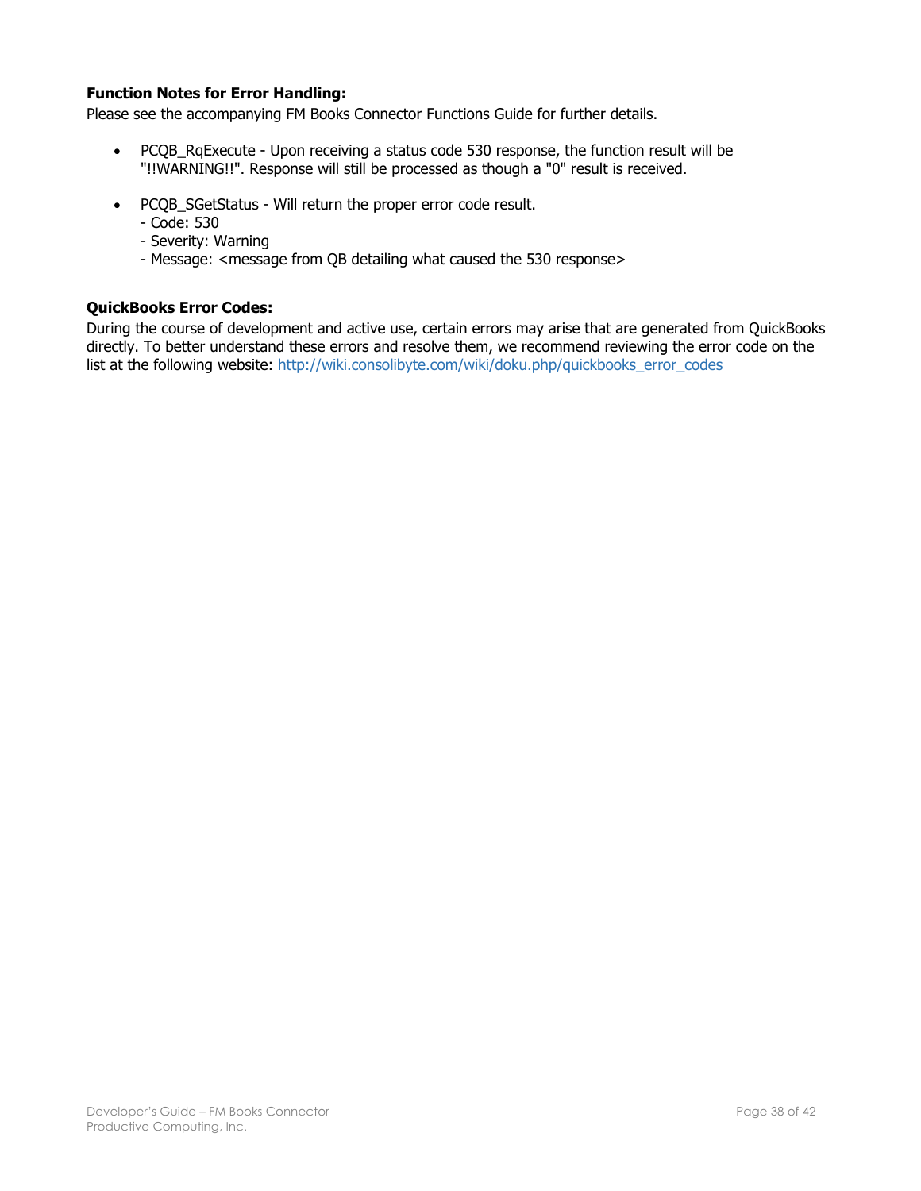**Function Notes for Error Handling:**
Please see the accompanying FM Books Connector Functions Guide for further details.

- PCQB_RqExecute - Upon receiving a status code 530 response, the function result will be "!!WARNING!!". Response will still be processed as though a "0" result is received.

- PCQB_SGetStatus - Will return the proper error code result.
  - Code: 530
  - Severity: Warning
  - Message: <message from QB detailing what caused the 530 response>

**QuickBooks Error Codes:**
During the course of development and active use, certain errors may arise that are generated from QuickBooks directly. To better understand these errors and resolve them, we recommend reviewing the error code on the list at the following website: http://wiki.consolibyte.com/wiki/doku.php/quickbooks_error_codes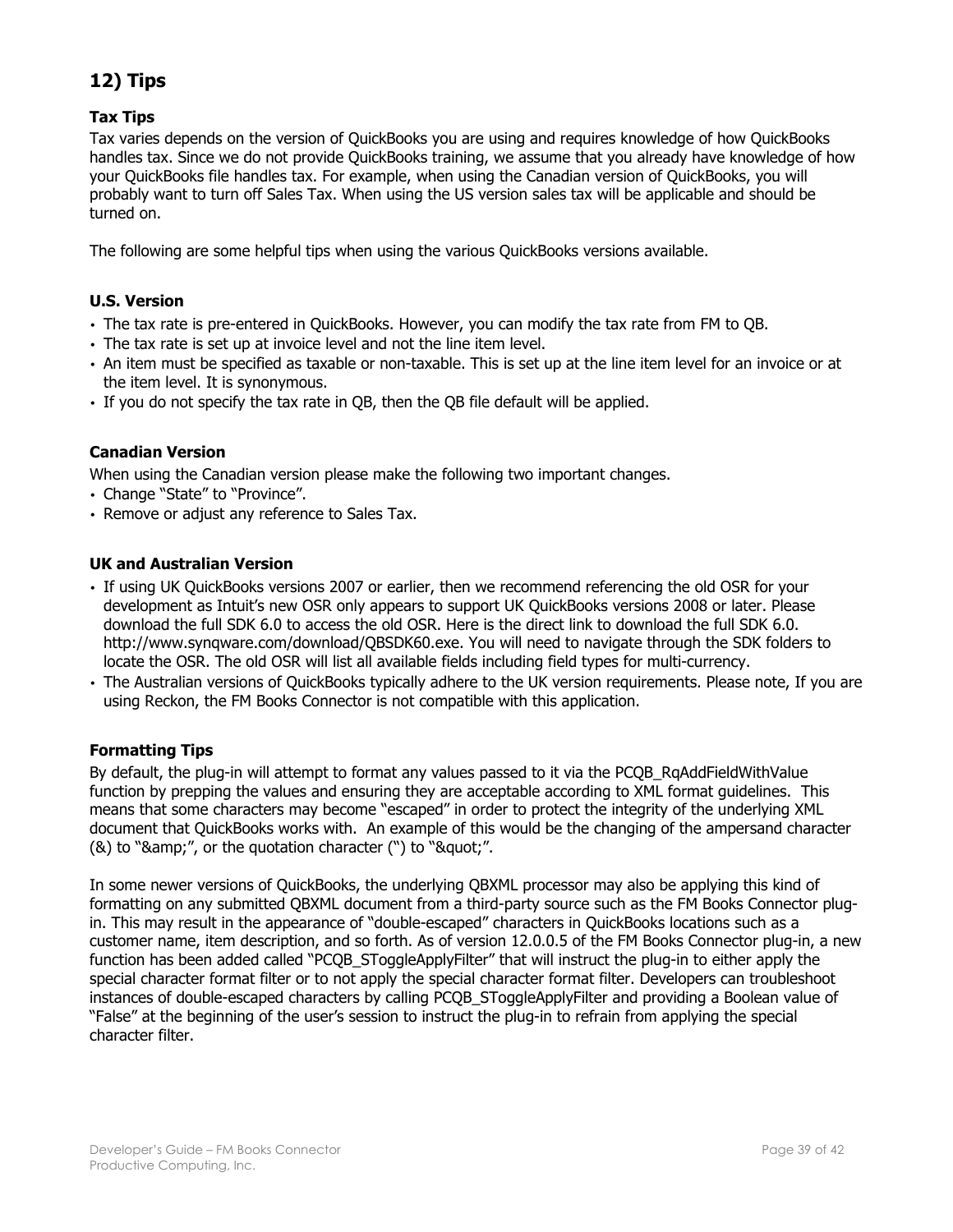## 12) Tips

### Tax Tips

Tax varies depends on the version of QuickBooks you are using and requires knowledge of how QuickBooks handles tax. Since we do not provide QuickBooks training, we assume that you already have knowledge of how your QuickBooks file handles tax. For example, when using the Canadian version of QuickBooks, you will probably want to turn off Sales Tax. When using the US version sales tax will be applicable and should be turned on.

The following are some helpful tips when using the various QuickBooks versions available.

### U.S. Version

- The tax rate is pre-entered in QuickBooks. However, you can modify the tax rate from FM to QB.
- The tax rate is set up at invoice level and not the line item level.
- An item must be specified as taxable or non-taxable. This is set up at the line item level for an invoice or at the item level. It is synonymous.
- If you do not specify the tax rate in QB, then the QB file default will be applied.

### Canadian Version

When using the Canadian version please make the following two important changes.

- Change "State" to "Province".
- Remove or adjust any reference to Sales Tax.

### UK and Australian Version

- If using UK QuickBooks versions 2007 or earlier, then we recommend referencing the old OSR for your development as Intuit's new OSR only appears to support UK QuickBooks versions 2008 or later. Please download the full SDK 6.0 to access the old OSR. Here is the direct link to download the full SDK 6.0. http://www.synqware.com/download/QBSDK60.exe. You will need to navigate through the SDK folders to locate the OSR. The old OSR will list all available fields including field types for multi-currency.
- The Australian versions of QuickBooks typically adhere to the UK version requirements. Please note, If you are using Reckon, the FM Books Connector is not compatible with this application.

### Formatting Tips

By default, the plug-in will attempt to format any values passed to it via the PCQB_RqAddFieldWithValue function by prepping the values and ensuring they are acceptable according to XML format guidelines. This means that some characters may become "escaped" in order to protect the integrity of the underlying XML document that QuickBooks works with. An example of this would be the changing of the ampersand character (&) to "&amp;", or the quotation character (") to "&quot;".

In some newer versions of QuickBooks, the underlying QBXML processor may also be applying this kind of formatting on any submitted QBXML document from a third-party source such as the FM Books Connector plug-in. This may result in the appearance of "double-escaped" characters in QuickBooks locations such as a customer name, item description, and so forth. As of version 12.0.0.5 of the FM Books Connector plug-in, a new function has been added called "PCQB_SToggleApplyFilter" that will instruct the plug-in to either apply the special character format filter or to not apply the special character format filter. Developers can troubleshoot instances of double-escaped characters by calling PCQB_SToggleApplyFilter and providing a Boolean value of "False" at the beginning of the user's session to instruct the plug-in to refrain from applying the special character filter.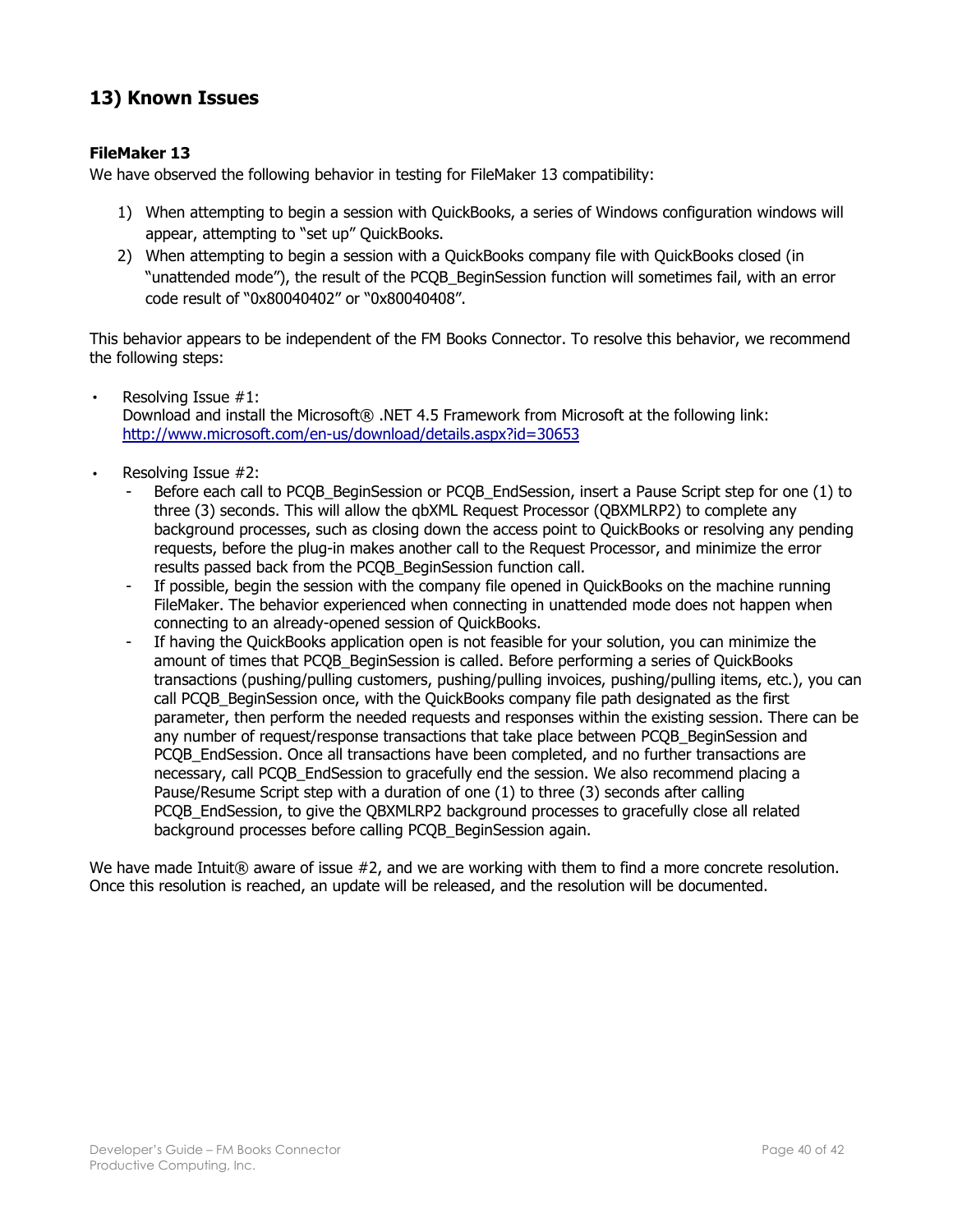## 13) Known Issues

### FileMaker 13

We have observed the following behavior in testing for FileMaker 13 compatibility:

1) When attempting to begin a session with QuickBooks, a series of Windows configuration windows will appear, attempting to "set up" QuickBooks.
2) When attempting to begin a session with a QuickBooks company file with QuickBooks closed (in "unattended mode"), the result of the PCQB_BeginSession function will sometimes fail, with an error code result of "0x80040402" or "0x80040408".

This behavior appears to be independent of the FM Books Connector. To resolve this behavior, we recommend the following steps:

- Resolving Issue #1:
  Download and install the Microsoft® .NET 4.5 Framework from Microsoft at the following link:
  [http://www.microsoft.com/en-us/download/details.aspx?id=30653](http://www.microsoft.com/en-us/download/details.aspx?id=30653)

- Resolving Issue #2:
  - Before each call to PCQB_BeginSession or PCQB_EndSession, insert a Pause Script step for one (1) to three (3) seconds. This will allow the qbXML Request Processor (QBXMLRP2) to complete any background processes, such as closing down the access point to QuickBooks or resolving any pending requests, before the plug-in makes another call to the Request Processor, and minimize the error results passed back from the PCQB_BeginSession function call.
  - If possible, begin the session with the company file opened in QuickBooks on the machine running FileMaker. The behavior experienced when connecting in unattended mode does not happen when connecting to an already-opened session of QuickBooks.
  - If having the QuickBooks application open is not feasible for your solution, you can minimize the amount of times that PCQB_BeginSession is called. Before performing a series of QuickBooks transactions (pushing/pulling customers, pushing/pulling invoices, pushing/pulling items, etc.), you can call PCQB_BeginSession once, with the QuickBooks company file path designated as the first parameter, then perform the needed requests and responses within the existing session. There can be any number of request/response transactions that take place between PCQB_BeginSession and PCQB_EndSession. Once all transactions have been completed, and no further transactions are necessary, call PCQB_EndSession to gracefully end the session. We also recommend placing a Pause/Resume Script step with a duration of one (1) to three (3) seconds after calling PCQB_EndSession, to give the QBXMLRP2 background processes to gracefully close all related background processes before calling PCQB_BeginSession again.

We have made Intuit® aware of issue #2, and we are working with them to find a more concrete resolution. Once this resolution is reached, an update will be released, and the resolution will be documented.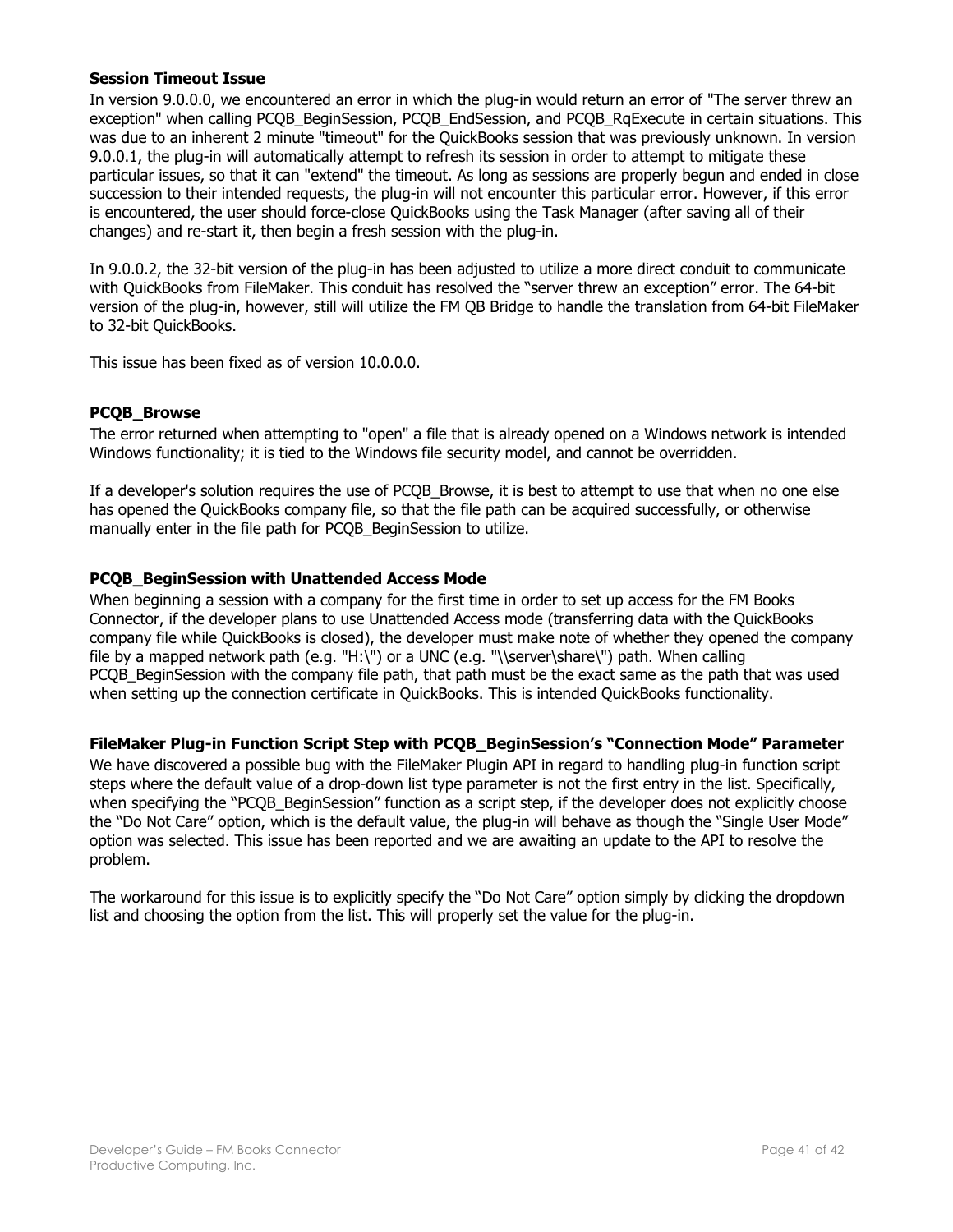**Session Timeout Issue**

In version 9.0.0.0, we encountered an error in which the plug-in would return an error of "The server threw an exception" when calling PCQB_BeginSession, PCQB_EndSession, and PCQB_RqExecute in certain situations. This was due to an inherent 2 minute "timeout" for the QuickBooks session that was previously unknown. In version 9.0.0.1, the plug-in will automatically attempt to refresh its session in order to attempt to mitigate these particular issues, so that it can "extend" the timeout. As long as sessions are properly begun and ended in close succession to their intended requests, the plug-in will not encounter this particular error. However, if this error is encountered, the user should force-close QuickBooks using the Task Manager (after saving all of their changes) and re-start it, then begin a fresh session with the plug-in.

In 9.0.0.2, the 32-bit version of the plug-in has been adjusted to utilize a more direct conduit to communicate with QuickBooks from FileMaker. This conduit has resolved the "server threw an exception" error. The 64-bit version of the plug-in, however, still will utilize the FM QB Bridge to handle the translation from 64-bit FileMaker to 32-bit QuickBooks.

This issue has been fixed as of version 10.0.0.0.

**PCQB_Browse**

The error returned when attempting to "open" a file that is already opened on a Windows network is intended Windows functionality; it is tied to the Windows file security model, and cannot be overridden.

If a developer's solution requires the use of PCQB_Browse, it is best to attempt to use that when no one else has opened the QuickBooks company file, so that the file path can be acquired successfully, or otherwise manually enter in the file path for PCQB_BeginSession to utilize.

**PCQB_BeginSession with Unattended Access Mode**

When beginning a session with a company for the first time in order to set up access for the FM Books Connector, if the developer plans to use Unattended Access mode (transferring data with the QuickBooks company file while QuickBooks is closed), the developer must make note of whether they opened the company file by a mapped network path (e.g. "H:\") or a UNC (e.g. "\\server\share\") path. When calling PCQB_BeginSession with the company file path, that path must be the exact same as the path that was used when setting up the connection certificate in QuickBooks. This is intended QuickBooks functionality.

**FileMaker Plug-in Function Script Step with PCQB_BeginSession's "Connection Mode" Parameter**

We have discovered a possible bug with the FileMaker Plugin API in regard to handling plug-in function script steps where the default value of a drop-down list type parameter is not the first entry in the list. Specifically, when specifying the "PCQB_BeginSession" function as a script step, if the developer does not explicitly choose the "Do Not Care" option, which is the default value, the plug-in will behave as though the "Single User Mode" option was selected. This issue has been reported and we are awaiting an update to the API to resolve the problem.

The workaround for this issue is to explicitly specify the "Do Not Care" option simply by clicking the dropdown list and choosing the option from the list. This will properly set the value for the plug-in.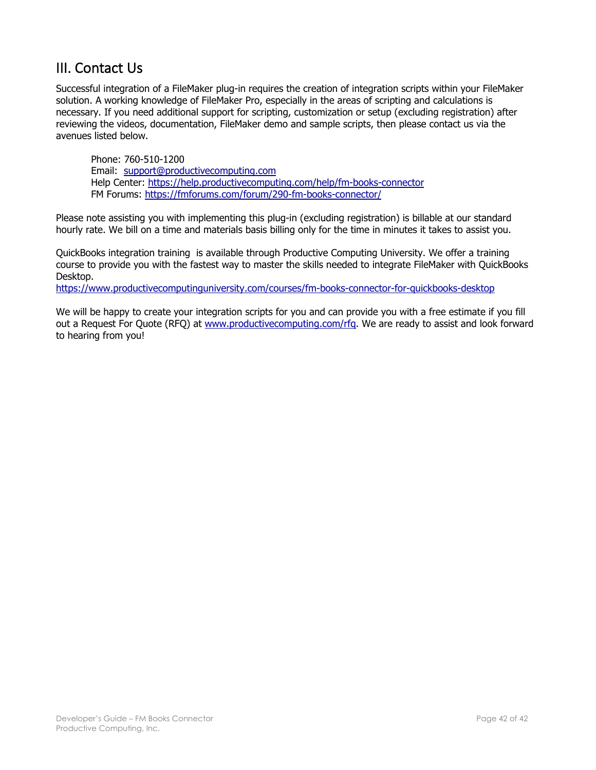## III. Contact Us

Successful integration of a FileMaker plug-in requires the creation of integration scripts within your FileMaker solution. A working knowledge of FileMaker Pro, especially in the areas of scripting and calculations is necessary. If you need additional support for scripting, customization or setup (excluding registration) after reviewing the videos, documentation, FileMaker demo and sample scripts, then please contact us via the avenues listed below.

Phone: 760-510-1200
Email: support@productivecomputing.com
Help Center: https://help.productivecomputing.com/help/fm-books-connector
FM Forums: https://fmforums.com/forum/290-fm-books-connector/

Please note assisting you with implementing this plug-in (excluding registration) is billable at our standard hourly rate. We bill on a time and materials basis billing only for the time in minutes it takes to assist you.

QuickBooks integration training is available through Productive Computing University. We offer a training course to provide you with the fastest way to master the skills needed to integrate FileMaker with QuickBooks Desktop.
https://www.productivecomputinguniversity.com/courses/fm-books-connector-for-quickbooks-desktop

We will be happy to create your integration scripts for you and can provide you with a free estimate if you fill out a Request For Quote (RFQ) at www.productivecomputing.com/rfq. We are ready to assist and look forward to hearing from you!